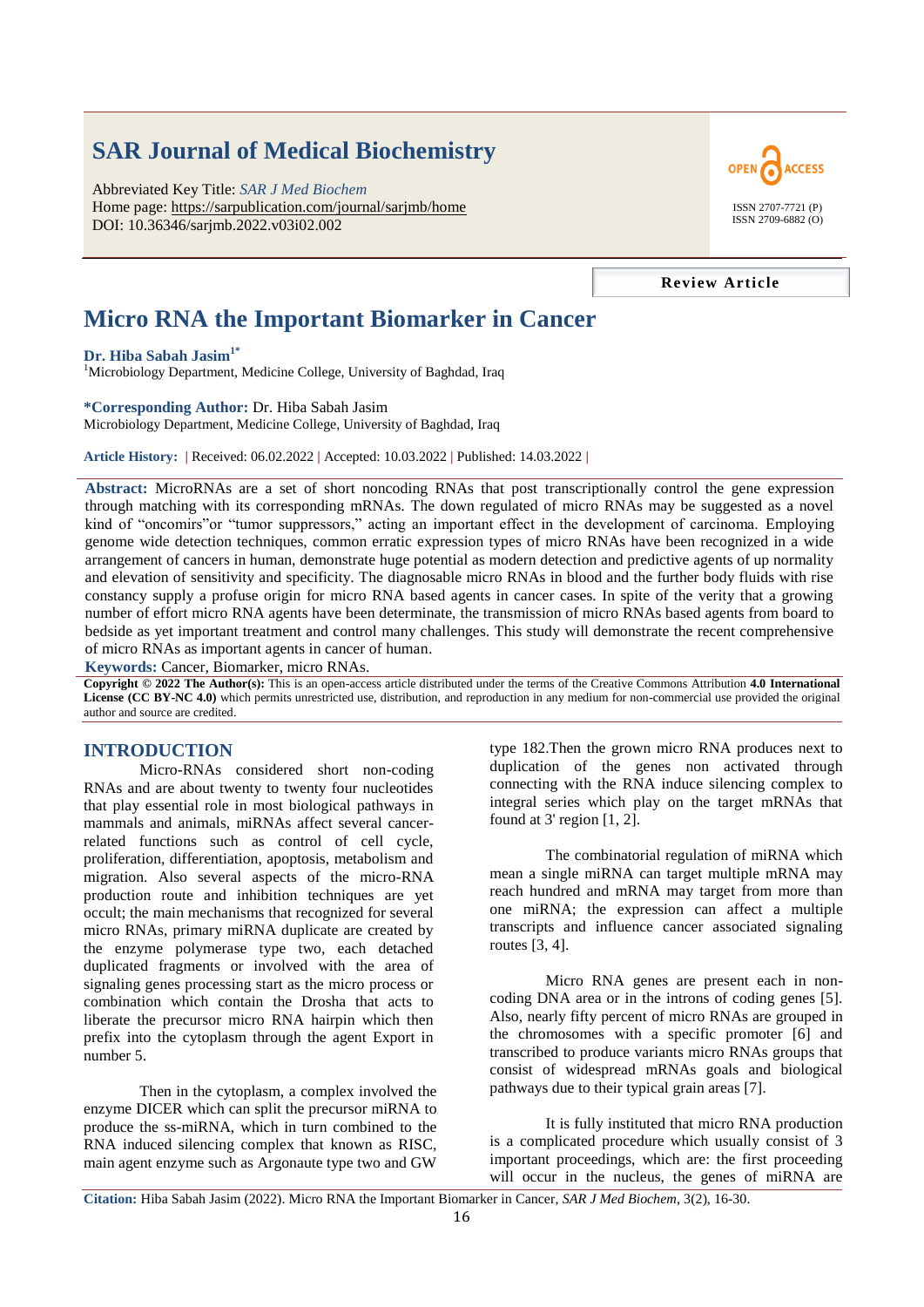# SAR Journal of Medical Biochemistry

Abbreviated Key Title: *SAR J Med Biochem*
Home page: https://sarpublication.com/journal/sarjmb/home
DOI: 10.36346/sarjmb.2022.v03i02.002

OPEN ACCESS

ISSN 2707-7721 (P)
ISSN 2709-6882 (O)

**Review Article**

# Micro RNA the Important Biomarker in Cancer

**Dr. Hiba Sabah Jasim**[1*]

[1]Microbiology Department, Medicine College, University of Baghdad, Iraq

**\*Corresponding Author:** Dr. Hiba Sabah Jasim
Microbiology Department, Medicine College, University of Baghdad, Iraq

**Article History:** | Received: 06.02.2022 | Accepted: 10.03.2022 | Published: 14.03.2022 |

**Abstract:** MicroRNAs are a set of short noncoding RNAs that post transcriptionally control the gene expression through matching with its corresponding mRNAs. The down regulated of micro RNAs may be suggested as a novel kind of "oncomirs"or "tumor suppressors," acting an important effect in the development of carcinoma. Employing genome wide detection techniques, common erratic expression types of micro RNAs have been recognized in a wide arrangement of cancers in human, demonstrate huge potential as modern detection and predictive agents of up normality and elevation of sensitivity and specificity. The diagnosable micro RNAs in blood and the further body fluids with rise constancy supply a profuse origin for micro RNA based agents in cancer cases. In spite of the verity that a growing number of effort micro RNA agents have been determinate, the transmission of micro RNAs based agents from board to bedside as yet important treatment and control many challenges. This study will demonstrate the recent comprehensive of micro RNAs as important agents in cancer of human.

**Keywords:** Cancer, Biomarker, micro RNAs.

**Copyright © 2022 The Author(s):** This is an open-access article distributed under the terms of the Creative Commons Attribution **4.0 International License (CC BY-NC 4.0)** which permits unrestricted use, distribution, and reproduction in any medium for non-commercial use provided the original author and source are credited.

## INTRODUCTION

Micro-RNAs considered short non-coding RNAs and are about twenty four nucleotides that play essential role in most biological pathways in mammals and animals, miRNAs affect several cancer-related functions such as control of cell cycle, proliferation, differentiation, apoptosis, metabolism and migration. Also several aspects of the micro-RNA production route and inhibition techniques are yet occult; the main mechanisms that recognized for several micro RNAs, primary miRNA duplicate are created by the enzyme polymerase type two, each detached duplicated fragments or involved with the area of signaling genes processing start as the micro process or combination which contain the Drosha that acts to liberate the precursor micro RNA hairpin which then prefix into the cytoplasm through the agent Export in number 5.

Then in the cytoplasm, a complex involved the enzyme DICER which can split the precursor miRNA to produce the ss-miRNA, which in turn combined to the RNA induced silencing complex that known as RISC, main agent enzyme such as Argonaute type two and GW type 182.Then the grown micro RNA produces next to duplication of the genes non activated through connecting with the RNA induce silencing complex to integral series which play on the target mRNAs that found at 3' region [1, 2].

The combinatorial regulation of miRNA which mean a single miRNA can target multiple mRNA may reach hundred and mRNA may target from more than one miRNA; the expression can affect a multiple transcripts and influence cancer associated signaling routes [3, 4].

Micro RNA genes are present each in non-coding DNA area or in the introns of coding genes [5]. Also, nearly fifty percent of micro RNAs are grouped in the chromosomes with a specific promoter [6] and transcribed to produce variants micro RNAs groups that consist of widespread mRNAs goals and biological pathways due to their typical grain areas [7].

It is fully instituted that micro RNA production is a complicated procedure which usually consist of 3 important proceedings, which are: the first proceeding will occur in the nucleus, the genes of miRNA are

**Citation:** Hiba Sabah Jasim (2022). Micro RNA the Important Biomarker in Cancer, *SAR J Med Biochem*, 3(2), 16-30.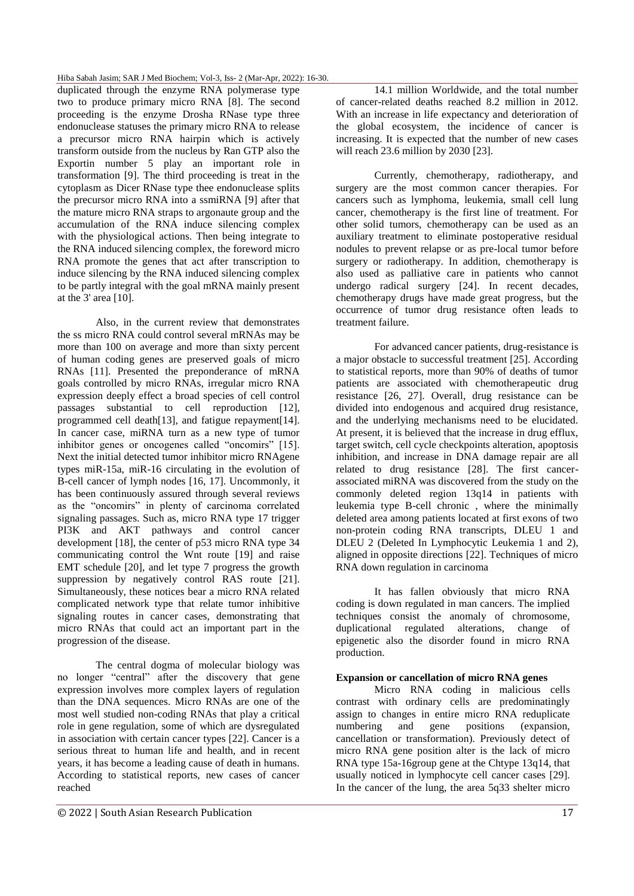duplicated through the enzyme RNA polymerase type two to produce primary micro RNA [8]. The second proceeding is the enzyme Drosha RNase type three endonuclease statuses the primary micro RNA to release a precursor micro RNA hairpin which is actively transform outside from the nucleus by Ran GTP also the Exportin number 5 play an important role in transformation [9]. The third proceeding is treat in the cytoplasm as Dicer RNase type thee endonuclease splits the precursor micro RNA into a ssmiRNA [9] after that the mature micro RNA straps to argonaute group and the accumulation of the RNA induce silencing complex with the physiological actions. Then being integrate to the RNA induced silencing complex, the foreword micro RNA promote the genes that act after transcription to induce silencing by the RNA induced silencing complex to be partly integral with the goal mRNA mainly present at the 3' area [10].

Also, in the current review that demonstrates the ss micro RNA could control several mRNAs may be more than 100 on average and more than sixty percent of human coding genes are preserved goals of micro RNAs [11]. Presented the preponderance of mRNA goals controlled by micro RNAs, irregular micro RNA expression deeply effect a broad species of cell control passages substantial to cell reproduction [12], programmed cell death[13], and fatigue repayment[14]. In cancer case, miRNA turn as a new type of tumor inhibitor genes or oncogenes called "oncomirs" [15]. Next the initial detected tumor inhibitor micro RNAgene types miR-15a, miR-16 circulating in the evolution of B-cell cancer of lymph nodes [16, 17]. Uncommonly, it has been continuously assured through several reviews as the "oncomirs" in plenty of carcinoma correlated signaling passages. Such as, micro RNA type 17 trigger PI3K and AKT pathways and control cancer development [18], the center of p53 micro RNA type 34 communicating control the Wnt route [19] and raise EMT schedule [20], and let type 7 progress the growth suppression by negatively control RAS route [21]. Simultaneously, these notices bear a micro RNA related complicated network type that relate tumor inhibitive signaling routes in cancer cases, demonstrating that micro RNAs that could act an important part in the progression of the disease.

The central dogma of molecular biology was no longer "central" after the discovery that gene expression involves more complex layers of regulation than the DNA sequences. Micro RNAs are one of the most well studied non-coding RNAs that play a critical role in gene regulation, some of which are dysregulated in association with certain cancer types [22]. Cancer is a serious threat to human life and health, and in recent years, it has become a leading cause of death in humans. According to statistical reports, new cases of cancer reached 14.1 million Worldwide, and the total number of cancer-related deaths reached 8.2 million in 2012. With an increase in life expectancy and deterioration of the global ecosystem, the incidence of cancer is increasing. It is expected that the number of new cases will reach 23.6 million by 2030 [23].

Currently, chemotherapy, radiotherapy, and surgery are the most common cancer therapies. For cancers such as lymphoma, leukemia, small cell lung cancer, chemotherapy is the first line of treatment. For other solid tumors, chemotherapy can be used as an auxiliary treatment to eliminate postoperative residual nodules to prevent relapse or as pre-local tumor before surgery or radiotherapy. In addition, chemotherapy is also used as palliative care in patients who cannot undergo radical surgery [24]. In recent decades, chemotherapy drugs have made great progress, but the occurrence of tumor drug resistance often leads to treatment failure.

For advanced cancer patients, drug-resistance is a major obstacle to successful treatment [25]. According to statistical reports, more than 90% of deaths of tumor patients are associated with chemotherapeutic drug resistance [26, 27]. Overall, drug resistance can be divided into endogenous and acquired drug resistance, and the underlying mechanisms need to be elucidated. At present, it is believed that the increase in drug efflux, target switch, cell cycle checkpoints alteration, apoptosis inhibition, and increase in DNA damage repair are all related to drug resistance [28]. The first cancer-associated miRNA was discovered from the study on the commonly deleted region 13q14 in patients with leukemia type B-cell chronic , where the minimally deleted area among patients located at first exons of two non-protein coding RNA transcripts, DLEU 1 and DLEU 2 (Deleted In Lymphocytic Leukemia 1 and 2), aligned in opposite directions [22]. Techniques of micro RNA down regulation in carcinoma

It has fallen obviously that micro RNA coding is down regulated in man cancers. The implied techniques consist the anomaly of chromosome, duplicational regulated alterations, change of epigenetic also the disorder found in micro RNA production.

**Expansion or cancellation of micro RNA genes**

Micro RNA coding in malicious cells contrast with ordinary cells are predominatingly assign to changes in entire micro RNA reduplicate numbering and gene positions (expansion, cancellation or transformation). Previously detect of micro RNA gene position alter is the lack of micro RNA type 15a-16group gene at the Chtype 13q14, that usually noticed in lymphocyte cell cancer cases [29]. In the cancer of the lung, the area 5q33 shelter micro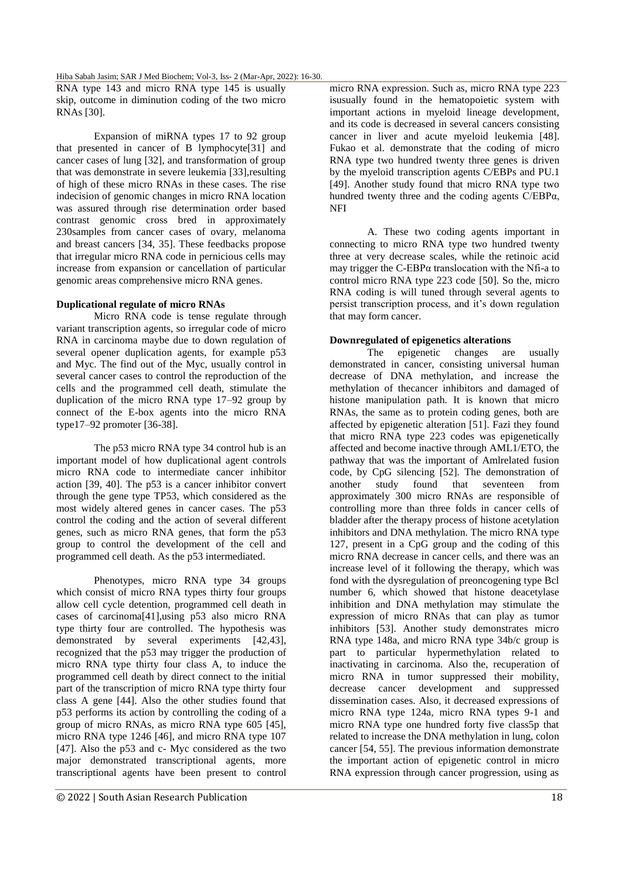RNA type 143 and micro RNA type 145 is usually skip, outcome in diminution coding of the two micro RNAs [30].

Expansion of miRNA types 17 to 92 group that presented in cancer of B lymphocyte[31] and cancer cases of lung [32], and transformation of group that was demonstrate in severe leukemia [33],resulting of high of these micro RNAs in these cases. The rise indecision of genomic changes in micro RNA location was assured through rise determination order based contrast genomic cross bred in approximately 230samples from cancer cases of ovary, melanoma and breast cancers [34, 35]. These feedbacks propose that irregular micro RNA code in pernicious cells may increase from expansion or cancellation of particular genomic areas comprehensive micro RNA genes.

**Duplicational regulate of micro RNAs**

Micro RNA code is tense regulate through variant transcription agents, so irregular code of micro RNA in carcinoma maybe due to down regulation of several opener duplication agents, for example p53 and Myc. The find out of the Myc, usually control in several cancer cases to control the reproduction of the cells and the programmed cell death, stimulate the duplication of the micro RNA type 17–92 group by connect of the E-box agents into the micro RNA type17–92 promoter [36-38].

The p53 micro RNA type 34 control hub is an important model of how duplicational agent controls micro RNA code to intermediate cancer inhibitor action [39, 40]. The p53 is a cancer inhibitor convert through the gene type TP53, which considered as the most widely altered genes in cancer cases. The p53 control the coding and the action of several different genes, such as micro RNA genes, that form the p53 group to control the development of the cell and programmed cell death. As the p53 intermediated.

Phenotypes, micro RNA type 34 groups which consist of micro RNA types thirty four groups allow cell cycle detention, programmed cell death in cases of carcinoma[41],using p53 also micro RNA type thirty four are controlled. The hypothesis was demonstrated by several experiments [42,43], recognized that the p53 may trigger the production of micro RNA type thirty four class A, to induce the programmed cell death by direct connect to the initial part of the transcription of micro RNA type thirty four class A gene [44]. Also the other studies found that p53 performs its action by controlling the coding of a group of micro RNAs, as micro RNA type 605 [45], micro RNA type 1246 [46], and micro RNA type 107 [47]. Also the p53 and c- Myc considered as the two major demonstrated transcriptional agents, more transcriptional agents have been present to control micro RNA expression. Such as, micro RNA type 223 isusually found in the hematopoietic system with important actions in myeloid lineage development, and its code is decreased in several cancers consisting cancer in liver and acute myeloid leukemia [48]. Fukao et al. demonstrate that the coding of micro RNA type two hundred twenty three genes is driven by the myeloid transcription agents C/EBPs and PU.1 [49]. Another study found that micro RNA type two hundred twenty three and the coding agents C/EBPα, NFI

A. These two coding agents important in connecting to micro RNA type two hundred twenty three at very decrease scales, while the retinoic acid may trigger the C-EBPα translocation with the Nfi-a to control micro RNA type 223 code [50]. So the, micro RNA coding is will tuned through several agents to persist transcription process, and it's down regulation that may form cancer.

**Downregulated of epigenetics alterations**

The epigenetic changes are usually demonstrated in cancer, consisting universal human decrease of DNA methylation, and increase the methylation of thecancer inhibitors and damaged of histone manipulation path. It is known that micro RNAs, the same as to protein coding genes, both are affected by epigenetic alteration [51]. Fazi they found that micro RNA type 223 codes was epigenetically affected and become inactive through AML1/ETO, the pathway that was the important of Amlrelated fusion code, by CpG silencing [52]. The demonstration of another study found that seventeen from approximately 300 micro RNAs are responsible of controlling more than three folds in cancer cells of bladder after the therapy process of histone acetylation inhibitors and DNA methylation. The micro RNA type 127, present in a CpG group and the coding of this micro RNA decrease in cancer cells, and there was an increase level of it following the therapy, which was fond with the dysregulation of preoncogening type Bcl number 6, which showed that histone deacetylase inhibition and DNA methylation may stimulate the expression of micro RNAs that can play as tumor inhibitors [53]. Another study demonstrates micro RNA type 148a, and micro RNA type 34b/c group is part to particular hypermethylation related to inactivating in carcinoma. Also the, recuperation of micro RNA in tumor suppressed their mobility, decrease cancer development and suppressed dissemination cases. Also, it decreased expressions of micro RNA type 124a, micro RNA types 9-1 and micro RNA type one hundred forty five class5p that related to increase the DNA methylation in lung, colon cancer [54, 55]. The previous information demonstrate the important action of epigenetic control in micro RNA expression through cancer progression, using as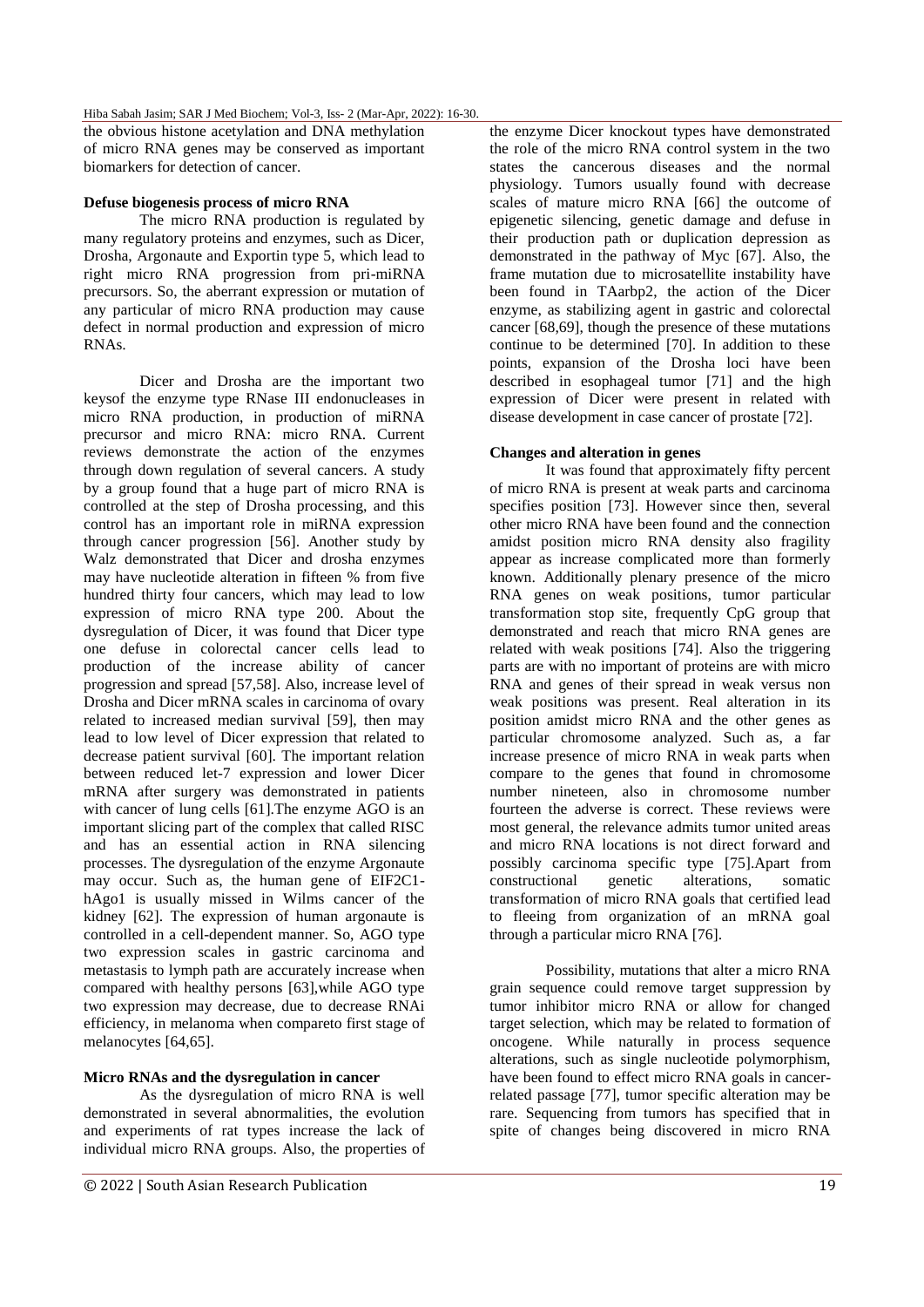the obvious histone acetylation and DNA methylation of micro RNA genes may be conserved as important biomarkers for detection of cancer.

**Defuse biogenesis process of micro RNA**

The micro RNA production is regulated by many regulatory proteins and enzymes, such as Dicer, Drosha, Argonaute and Exportin type 5, which lead to right micro RNA progression from pri-miRNA precursors. So, the aberrant expression or mutation of any particular of micro RNA production may cause defect in normal production and expression of micro RNAs.

Dicer and Drosha are the important two keysof the enzyme type RNase III endonucleases in micro RNA production, in production of miRNA precursor and micro RNA: micro RNA. Current reviews demonstrate the action of the enzymes through down regulation of several cancers. A study by a group found that a huge part of micro RNA is controlled at the step of Drosha processing, and this control has an important role in miRNA expression through cancer progression [56]. Another study by Walz demonstrated that Dicer and drosha enzymes may have nucleotide alteration in fifteen % from five hundred thirty four cancers, which may lead to low expression of micro RNA type 200. About the dysregulation of Dicer, it was found that Dicer type one defuse in colorectal cancer cells lead to production of the increase ability of cancer progression and spread [57,58]. Also, increase level of Drosha and Dicer mRNA scales in carcinoma of ovary related to increased median survival [59], then may lead to low level of Dicer expression that related to decrease patient survival [60]. The important relation between reduced let-7 expression and lower Dicer mRNA after surgery was demonstrated in patients with cancer of lung cells [61].The enzyme AGO is an important slicing part of the complex that called RISC and has an essential action in RNA silencing processes. The dysregulation of the enzyme Argonaute may occur. Such as, the human gene of EIF2C1-hAgo1 is usually missed in Wilms cancer of the kidney [62]. The expression of human argonaute is controlled in a cell-dependent manner. So, AGO type two expression scales in gastric carcinoma and metastasis to lymph path are accurately increase when compared with healthy persons [63],while AGO type two expression may decrease, due to decrease RNAi efficiency, in melanoma when compareto first stage of melanocytes [64,65].

**Micro RNAs and the dysregulation in cancer**

As the dysregulation of micro RNA is well demonstrated in several abnormalities, the evolution and experiments of rat types increase the lack of individual micro RNA groups. Also, the properties of the enzyme Dicer knockout types have demonstrated the role of the micro RNA control system in the two states the cancerous diseases and the normal physiology. Tumors usually found with decrease scales of mature micro RNA [66] the outcome of epigenetic silencing, genetic damage and defuse in their production path or duplication depression as demonstrated in the pathway of Myc [67]. Also, the frame mutation due to microsatellite instability have been found in TAarbp2, the action of the Dicer enzyme, as stabilizing agent in gastric and colorectal cancer [68,69], though the presence of these mutations continue to be determined [70]. In addition to these points, expansion of the Drosha loci have been described in esophageal tumor [71] and the high expression of Dicer were present in related with disease development in case cancer of prostate [72].

**Changes and alteration in genes**

It was found that approximately fifty percent of micro RNA is present at weak parts and carcinoma specifies position [73]. However since then, several other micro RNA have been found and the connection amidst position micro RNA density also fragility appear as increase complicated more than formerly known. Additionally plenary presence of the micro RNA genes on weak positions, tumor particular transformation stop site, frequently CpG group that demonstrated and reach that micro RNA genes are related with weak positions [74]. Also the triggering parts are with no important of proteins are with micro RNA and genes of their spread in weak versus non weak positions was present. Real alteration in its position amidst micro RNA and the other genes as particular chromosome analyzed. Such as, a far increase presence of micro RNA in weak parts when compare to the genes that found in chromosome number nineteen, also in chromosome number fourteen the adverse is correct. These reviews were most general, the relevance admits tumor united areas and micro RNA locations is not direct forward and possibly carcinoma specific type [75].Apart from constructional genetic alterations, somatic transformation of micro RNA goals that certified lead to fleeing from organization of an mRNA goal through a particular micro RNA [76].

Possibility, mutations that alter a micro RNA grain sequence could remove target suppression by tumor inhibitor micro RNA or allow for changed target selection, which may be related to formation of oncogene. While naturally in process sequence alterations, such as single nucleotide polymorphism, have been found to effect micro RNA goals in cancer-related passage [77], tumor specific alteration may be rare. Sequencing from tumors has specified that in spite of changes being discovered in micro RNA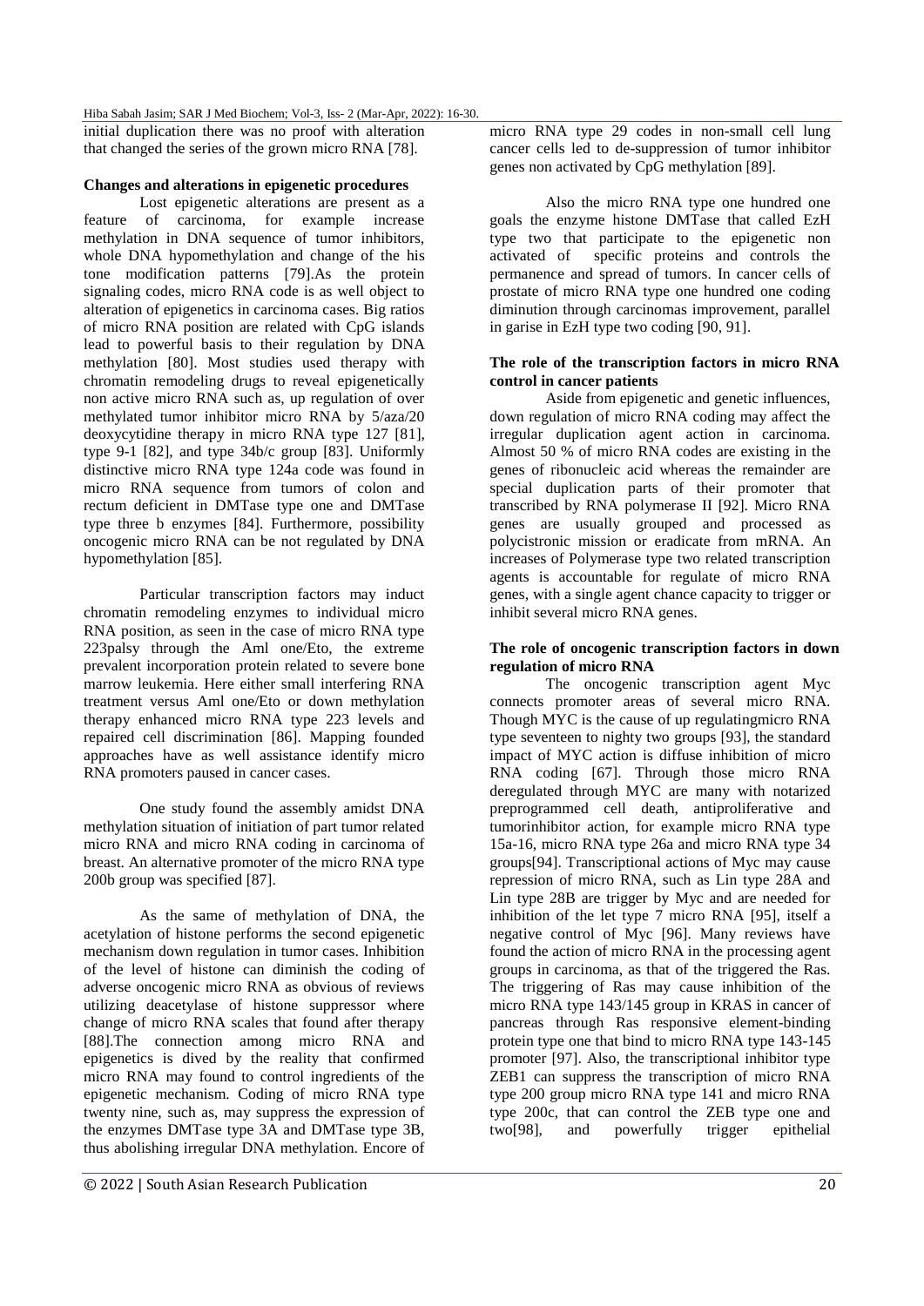initial duplication there was no proof with alteration that changed the series of the grown micro RNA [78].

**Changes and alterations in epigenetic procedures**

Lost epigenetic alterations are present as a feature of carcinoma, for example increase methylation in DNA sequence of tumor inhibitors, whole DNA hypomethylation and change of the his tone modification patterns [79].As the protein signaling codes, micro RNA code is as well object to alteration of epigenetics in carcinoma cases. Big ratios of micro RNA position are related with CpG islands lead to powerful basis to their regulation by DNA methylation [80]. Most studies used therapy with chromatin remodeling drugs to reveal epigenetically non active micro RNA such as, up regulation of over methylated tumor inhibitor micro RNA by 5/aza/20 deoxycytidine therapy in micro RNA type 127 [81], type 9-1 [82], and type 34b/c group [83]. Uniformly distinctive micro RNA type 124a code was found in micro RNA sequence from tumors of colon and rectum deficient in DMTase type one and DMTase type three b enzymes [84]. Furthermore, possibility oncogenic micro RNA can be not regulated by DNA hypomethylation [85].

Particular transcription factors may induct chromatin remodeling enzymes to individual micro RNA position, as seen in the case of micro RNA type 223palsy through the Aml one/Eto, the extreme prevalent incorporation protein related to severe bone marrow leukemia. Here either small interfering RNA treatment versus Aml one/Eto or down methylation therapy enhanced micro RNA type 223 levels and repaired cell discrimination [86]. Mapping founded approaches have as well assistance identify micro RNA promoters paused in cancer cases.

One study found the assembly amidst DNA methylation situation of initiation of part tumor related micro RNA and micro RNA coding in carcinoma of breast. An alternative promoter of the micro RNA type 200b group was specified [87].

As the same of methylation of DNA, the acetylation of histone performs the second epigenetic mechanism down regulation in tumor cases. Inhibition of the level of histone can diminish the coding of adverse oncogenic micro RNA as obvious of reviews utilizing deacetylase of histone suppressor where change of micro RNA scales that found after therapy [88].The connection among micro RNA and epigenetics is dived by the reality that confirmed micro RNA may found to control ingredients of the epigenetic mechanism. Coding of micro RNA type twenty nine, such as, may suppress the expression of the enzymes DMTase type 3A and DMTase type 3B, thus abolishing irregular DNA methylation. Encore of micro RNA type 29 codes in non-small cell lung cancer cells led to de-suppression of tumor inhibitor genes non activated by CpG methylation [89].

Also the micro RNA type one hundred one goals the enzyme histone DMTase that called EzH type two that participate to the epigenetic non activated of specific proteins and controls the permanence and spread of tumors. In cancer cells of prostate of micro RNA type one hundred one coding diminution through carcinomas improvement, parallel in garise in EzH type two coding [90, 91].

**The role of the transcription factors in micro RNA control in cancer patients**

Aside from epigenetic and genetic influences, down regulation of micro RNA coding may affect the irregular duplication agent action in carcinoma. Almost 50 % of micro RNA codes are existing in the genes of ribonucleic acid whereas the remainder are special duplication parts of their promoter that transcribed by RNA polymerase II [92]. Micro RNA genes are usually grouped and processed as polycistronic mission or eradicate from mRNA. An increases of Polymerase type two related transcription agents is accountable for regulate of micro RNA genes, with a single agent chance capacity to trigger or inhibit several micro RNA genes.

**The role of oncogenic transcription factors in down regulation of micro RNA**

The oncogenic transcription agent Myc connects promoter areas of several micro RNA. Though MYC is the cause of up regulatingmicro RNA type seventeen to nighty two groups [93], the standard impact of MYC action is diffuse inhibition of micro RNA coding [67]. Through those micro RNA deregulated through MYC are many with notarized preprogrammed cell death, antiproliferative and tumorinhibitor action, for example micro RNA type 15a-16, micro RNA type 26a and micro RNA type 34 groups[94]. Transcriptional actions of Myc may cause repression of micro RNA, such as Lin type 28A and Lin type 28B are trigger by Myc and are needed for inhibition of the let type 7 micro RNA [95], itself a negative control of Myc [96]. Many reviews have found the action of micro RNA in the processing agent groups in carcinoma, as that of the triggered the Ras. The triggering of Ras may cause inhibition of the micro RNA type 143/145 group in KRAS in cancer of pancreas through Ras responsive element-binding protein type one that bind to micro RNA type 143-145 promoter [97]. Also, the transcriptional inhibitor type ZEB1 can suppress the transcription of micro RNA type 200 group micro RNA type 141 and micro RNA type 200c, that can control the ZEB type one and two[98], and powerfully trigger epithelial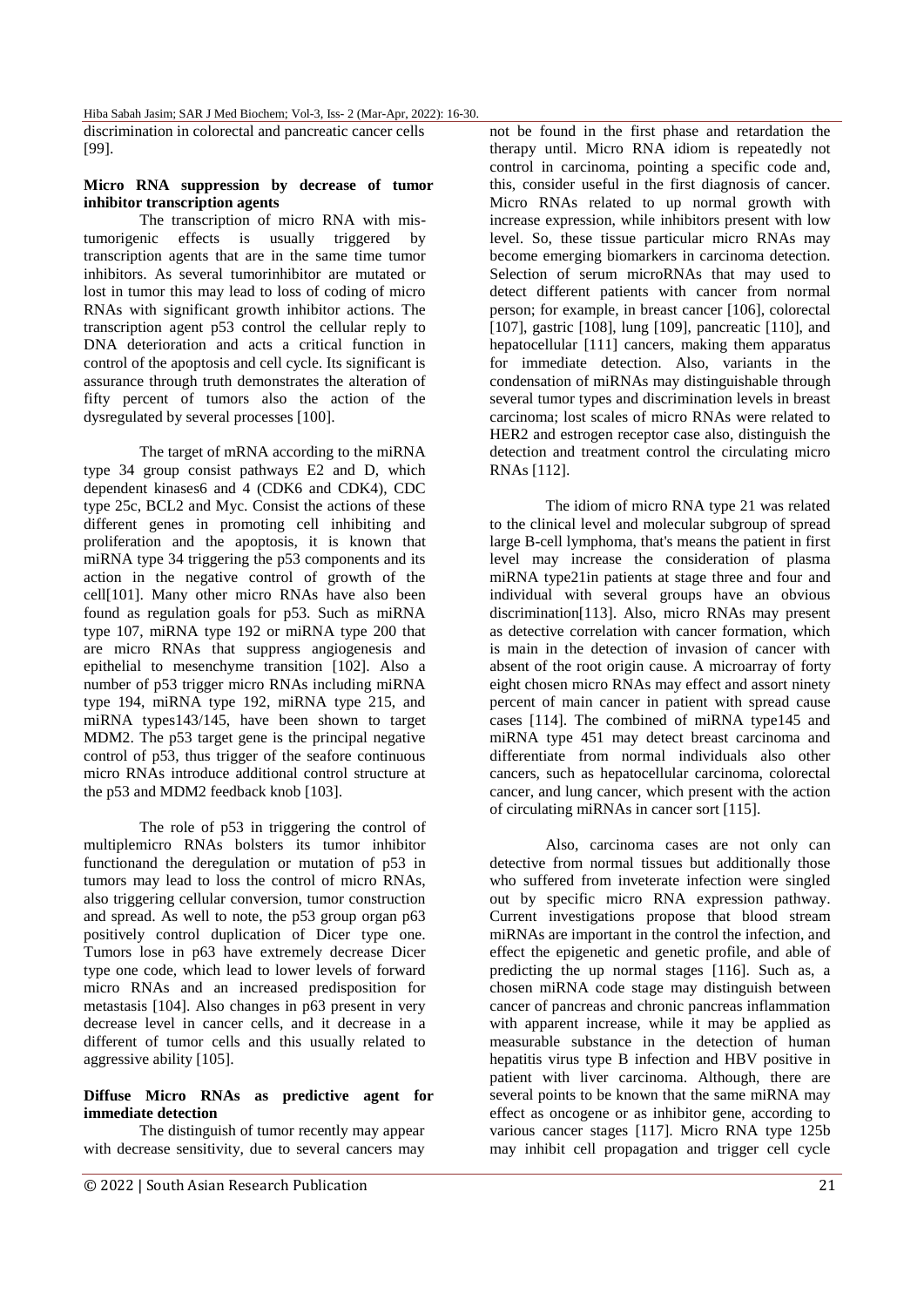discrimination in colorectal and pancreatic cancer cells [99].

**Micro RNA suppression by decrease of tumor inhibitor transcription agents**

The transcription of micro RNA with mis-tumorigenic effects is usually triggered by transcription agents that are in the same time tumor inhibitors. As several tumorinhibitor are mutated or lost in tumor this may lead to loss of coding of micro RNAs with significant growth inhibitor actions. The transcription agent p53 control the cellular reply to DNA deterioration and acts a critical function in control of the apoptosis and cell cycle. Its significant is assurance through truth demonstrates the alteration of fifty percent of tumors also the action of the dysregulated by several processes [100].

The target of mRNA according to the miRNA type 34 group consist pathways E2 and D, which dependent kinases6 and 4 (CDK6 and CDK4), CDC type 25c, BCL2 and Myc. Consist the actions of these different genes in promoting cell inhibiting and proliferation and the apoptosis, it is known that miRNA type 34 triggering the p53 components and its action in the negative control of growth of the cell[101]. Many other micro RNAs have also been found as regulation goals for p53. Such as miRNA type 107, miRNA type 192 or miRNA type 200 that are micro RNAs that suppress angiogenesis and epithelial to mesenchyme transition [102]. Also a number of p53 trigger micro RNAs including miRNA type 194, miRNA type 192, miRNA type 215, and miRNA types143/145, have been shown to target MDM2. The p53 target gene is the principal negative control of p53, thus trigger of the seafore continuous micro RNAs introduce additional control structure at the p53 and MDM2 feedback knob [103].

The role of p53 in triggering the control of multiplemicro RNAs bolsters its tumor inhibitor functionand the deregulation or mutation of p53 in tumors may lead to loss the control of micro RNAs, also triggering cellular conversion, tumor construction and spread. As well to note, the p53 group organ p63 positively control duplication of Dicer type one. Tumors lose in p63 have extremely decrease Dicer type one code, which lead to lower levels of forward micro RNAs and an increased predisposition for metastasis [104]. Also changes in p63 present in very decrease level in cancer cells, and it decrease in a different of tumor cells and this usually related to aggressive ability [105].

**Diffuse Micro RNAs as predictive agent for immediate detection**

The distinguish of tumor recently may appear with decrease sensitivity, due to several cancers may not be found in the first phase and retardation the therapy until. Micro RNA idiom is repeatedly not control in carcinoma, pointing a specific code and, this, consider useful in the first diagnosis of cancer. Micro RNAs related to up normal growth with increase expression, while inhibitors present with low level. So, these tissue particular micro RNAs may become emerging biomarkers in carcinoma detection. Selection of serum microRNAs that may used to detect different patients with cancer from normal person; for example, in breast cancer [106], colorectal [107], gastric [108], lung [109], pancreatic [110], and hepatocellular [111] cancers, making them apparatus for immediate detection. Also, variants in the condensation of miRNAs may distinguishable through several tumor types and discrimination levels in breast carcinoma; lost scales of micro RNAs were related to HER2 and estrogen receptor case also, distinguish the detection and treatment control the circulating micro RNAs [112].

The idiom of micro RNA type 21 was related to the clinical level and molecular subgroup of spread large B-cell lymphoma, that's means the patient in first level may increase the consideration of plasma miRNA type21in patients at stage three and four and individual with several groups have an obvious discrimination[113]. Also, micro RNAs may present as detective correlation with cancer formation, which is main in the detection of invasion of cancer with absent of the root origin cause. A microarray of forty eight chosen micro RNAs may effect and assort ninety percent of main cancer in patient with spread cause cases [114]. The combined of miRNA type145 and miRNA type 451 may detect breast carcinoma and differentiate from normal individuals also other cancers, such as hepatocellular carcinoma, colorectal cancer, and lung cancer, which present with the action of circulating miRNAs in cancer sort [115].

Also, carcinoma cases are not only can detective from normal tissues but additionally those who suffered from inveterate infection were singled out by specific micro RNA expression pathway. Current investigations propose that blood stream miRNAs are important in the control the infection, and effect the epigenetic and genetic profile, and able of predicting the up normal stages [116]. Such as, a chosen miRNA code stage may distinguish between cancer of pancreas and chronic pancreas inflammation with apparent increase, while it may be applied as measurable substance in the detection of human hepatitis virus type B infection and HBV positive in patient with liver carcinoma. Although, there are several points to be known that the same miRNA may effect as oncogene or as inhibitor gene, according to various cancer stages [117]. Micro RNA type 125b may inhibit cell propagation and trigger cell cycle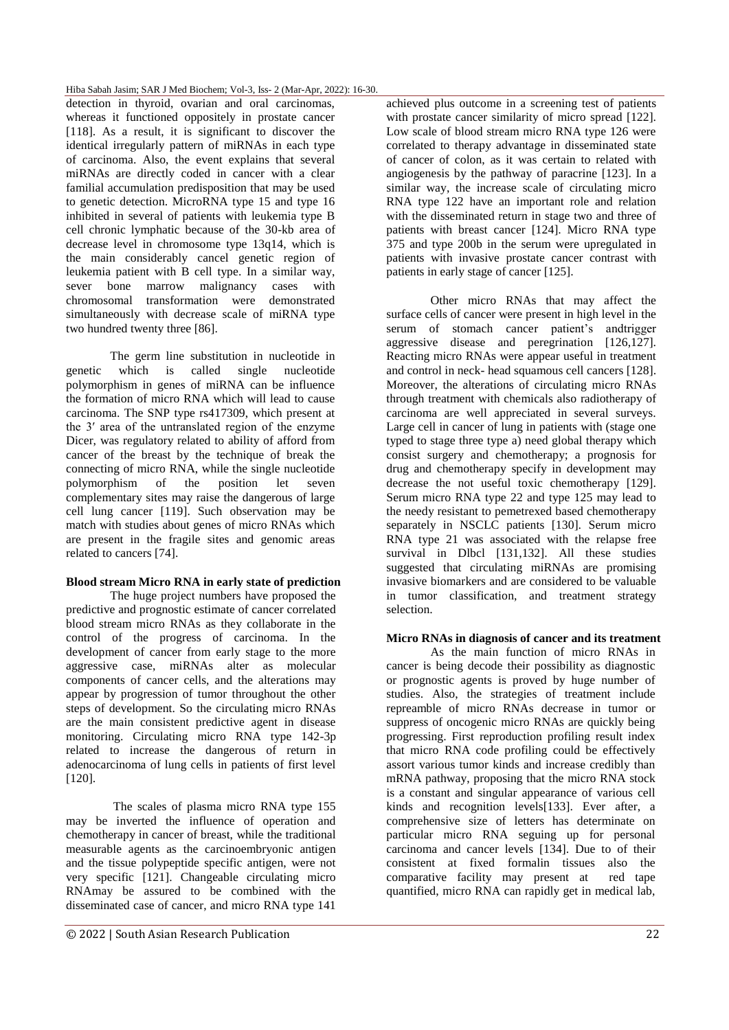detection in thyroid, ovarian and oral carcinomas, whereas it functioned oppositely in prostate cancer [118]. As a result, it is significant to discover the identical irregularly pattern of miRNAs in each type of carcinoma. Also, the event explains that several miRNAs are directly coded in cancer with a clear familial accumulation predisposition that may be used to genetic detection. MicroRNA type 15 and type 16 inhibited in several of patients with leukemia type B cell chronic lymphatic because of the 30-kb area of decrease level in chromosome type 13q14, which is the main considerably cancel genetic region of leukemia patient with B cell type. In a similar way, sever bone marrow malignancy cases with chromosomal transformation were demonstrated simultaneously with decrease scale of miRNA type two hundred twenty three [86].

The germ line substitution in nucleotide in genetic which is called single nucleotide polymorphism in genes of miRNA can be influence the formation of micro RNA which will lead to cause carcinoma. The SNP type rs417309, which present at the 3′ area of the untranslated region of the enzyme Dicer, was regulatory related to ability of afford from cancer of the breast by the technique of break the connecting of micro RNA, while the single nucleotide polymorphism of the position let seven complementary sites may raise the dangerous of large cell lung cancer [119]. Such observation may be match with studies about genes of micro RNAs which are present in the fragile sites and genomic areas related to cancers [74].

**Blood stream Micro RNA in early state of prediction**

The huge project numbers have proposed the predictive and prognostic estimate of cancer correlated blood stream micro RNAs as they collaborate in the control of the progress of carcinoma. In the development of cancer from early stage to the more aggressive case, miRNAs alter as molecular components of cancer cells, and the alterations may appear by progression of tumor throughout the other steps of development. So the circulating micro RNAs are the main consistent predictive agent in disease monitoring. Circulating micro RNA type 142-3p related to increase the dangerous of return in adenocarcinoma of lung cells in patients of first level [120].

The scales of plasma micro RNA type 155 may be inverted the influence of operation and chemotherapy in cancer of breast, while the traditional measurable agents as the carcinoembryonic antigen and the tissue polypeptide specific antigen, were not very specific [121]. Changeable circulating micro RNAmay be assured to be combined with the disseminated case of cancer, and micro RNA type 141 achieved plus outcome in a screening test of patients with prostate cancer similarity of micro spread [122]. Low scale of blood stream micro RNA type 126 were correlated to therapy advantage in disseminated state of cancer of colon, as it was certain to related with angiogenesis by the pathway of paracrine [123]. In a similar way, the increase scale of circulating micro RNA type 122 have an important role and relation with the disseminated return in stage two and three of patients with breast cancer [124]. Micro RNA type 375 and type 200b in the serum were upregulated in patients with invasive prostate cancer contrast with patients in early stage of cancer [125].

Other micro RNAs that may affect the surface cells of cancer were present in high level in the serum of stomach cancer patient's andtrigger aggressive disease and peregrination [126,127]. Reacting micro RNAs were appear useful in treatment and control in neck- head squamous cell cancers [128]. Moreover, the alterations of circulating micro RNAs through treatment with chemicals also radiotherapy of carcinoma are well appreciated in several surveys. Large cell in cancer of lung in patients with (stage one typed to stage three type a) need global therapy which consist surgery and chemotherapy; a prognosis for drug and chemotherapy specify in development may decrease the not useful toxic chemotherapy [129]. Serum micro RNA type 22 and type 125 may lead to the needy resistant to pemetrexed based chemotherapy separately in NSCLC patients [130]. Serum micro RNA type 21 was associated with the relapse free survival in Dlbcl [131,132]. All these studies suggested that circulating miRNAs are promising invasive biomarkers and are considered to be valuable in tumor classification, and treatment strategy selection.

**Micro RNAs in diagnosis of cancer and its treatment**

As the main function of micro RNAs in cancer is being decode their possibility as diagnostic or prognostic agents is proved by huge number of studies. Also, the strategies of treatment include repreamble of micro RNAs decrease in tumor or suppress of oncogenic micro RNAs are quickly being progressing. First reproduction profiling result index that micro RNA code profiling could be effectively assort various tumor kinds and increase credibly than mRNA pathway, proposing that the micro RNA stock is a constant and singular appearance of various cell kinds and recognition levels[133]. Ever after, a comprehensive size of letters has determinate on particular micro RNA seguing up for personal carcinoma and cancer levels [134]. Due to of their consistent at fixed formalin tissues also the comparative facility may present at red tape quantified, micro RNA can rapidly get in medical lab,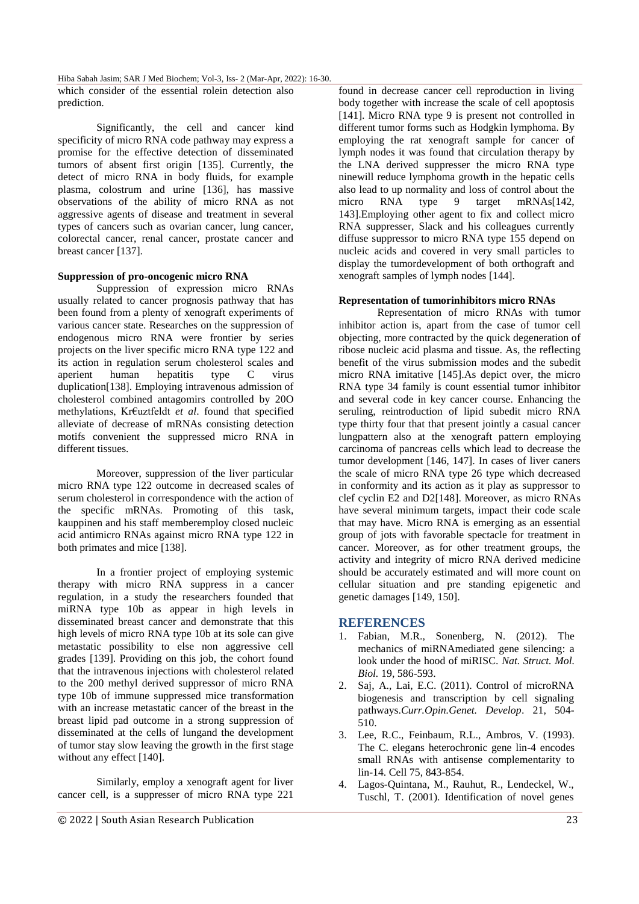which consider of the essential rolein detection also prediction.

Significantly, the cell and cancer kind specificity of micro RNA code pathway may express a promise for the effective detection of disseminated tumors of absent first origin [135]. Currently, the detect of micro RNA in body fluids, for example plasma, colostrum and urine [136], has massive observations of the ability of micro RNA as not aggressive agents of disease and treatment in several types of cancers such as ovarian cancer, lung cancer, colorectal cancer, renal cancer, prostate cancer and breast cancer [137].

#### Suppression of pro-oncogenic micro RNA

Suppression of expression micro RNAs usually related to cancer prognosis pathway that has been found from a plenty of xenograft experiments of various cancer state. Researches on the suppression of endogenous micro RNA were frontier by series projects on the liver specific micro RNA type 122 and its action in regulation serum cholesterol scales and aperient human hepatitis type C virus duplication[138]. Employing intravenous admission of cholesterol combined antagomirs controlled by 20O methylations, Kr€uztfeldt *et al*. found that specified alleviate of decrease of mRNAs consisting detection motifs convenient the suppressed micro RNA in different tissues.

Moreover, suppression of the liver particular micro RNA type 122 outcome in decreased scales of serum cholesterol in correspondence with the action of the specific mRNAs. Promoting of this task, kauppinen and his staff memberemploy closed nucleic acid antimicro RNAs against micro RNA type 122 in both primates and mice [138].

In a frontier project of employing systemic therapy with micro RNA suppress in a cancer regulation, in a study the researchers founded that miRNA type 10b as appear in high levels in disseminated breast cancer and demonstrate that this high levels of micro RNA type 10b at its sole can give metastatic possibility to else non aggressive cell grades [139]. Providing on this job, the cohort found that the intravenous injections with cholesterol related to the 200 methyl derived suppressor of micro RNA type 10b of immune suppressed mice transformation with an increase metastatic cancer of the breast in the breast lipid pad outcome in a strong suppression of disseminated at the cells of lungand the development of tumor stay slow leaving the growth in the first stage without any effect [140].

Similarly, employ a xenograft agent for liver cancer cell, is a suppresser of micro RNA type 221 found in decrease cancer cell reproduction in living body together with increase the scale of cell apoptosis [141]. Micro RNA type 9 is present not controlled in different tumor forms such as Hodgkin lymphoma. By employing the rat xenograft sample for cancer of lymph nodes it was found that circulation therapy by the LNA derived suppresser the micro RNA type ninewill reduce lymphoma growth in the hepatic cells also lead to up normality and loss of control about the micro RNA type 9 target mRNAs[142, 143].Employing other agent to fix and collect micro RNA suppresser, Slack and his colleagues currently diffuse suppressor to micro RNA type 155 depend on nucleic acids and covered in very small particles to display the tumordevelopment of both orthograft and xenograft samples of lymph nodes [144].

#### Representation of tumorinhibitors micro RNAs

Representation of micro RNAs with tumor inhibitor action is, apart from the case of tumor cell objecting, more contracted by the quick degeneration of ribose nucleic acid plasma and tissue. As, the reflecting benefit of the virus submission modes and the subedit micro RNA imitative [145].As depict over, the micro RNA type 34 family is count essential tumor inhibitor and several code in key cancer course. Enhancing the seruling, reintroduction of lipid subedit micro RNA type thirty four that that present jointly a casual cancer lungpattern also at the xenograft pattern employing carcinoma of pancreas cells which lead to decrease the tumor development [146, 147]. In cases of liver caners the scale of micro RNA type 26 type which decreased in conformity and its action as it play as suppressor to clef cyclin E2 and D2[148]. Moreover, as micro RNAs have several minimum targets, impact their code scale that may have. Micro RNA is emerging as an essential group of jots with favorable spectacle for treatment in cancer. Moreover, as for other treatment groups, the activity and integrity of micro RNA derived medicine should be accurately estimated and will more count on cellular situation and pre standing epigenetic and genetic damages [149, 150].

## REFERENCES

1. Fabian, M.R., Sonenberg, N. (2012). The mechanics of miRNAmediated gene silencing: a look under the hood of miRISC. *Nat. Struct. Mol. Biol.* 19, 586-593.
2. Saj, A., Lai, E.C. (2011). Control of microRNA biogenesis and transcription by cell signaling pathways.*Curr.Opin.Genet. Develop*. 21, 504-510.
3. Lee, R.C., Feinbaum, R.L., Ambros, V. (1993). The C. elegans heterochronic gene lin-4 encodes small RNAs with antisense complementarity to lin-14. Cell 75, 843-854.
4. Lagos-Quintana, M., Rauhut, R., Lendeckel, W., Tuschl, T. (2001). Identification of novel genes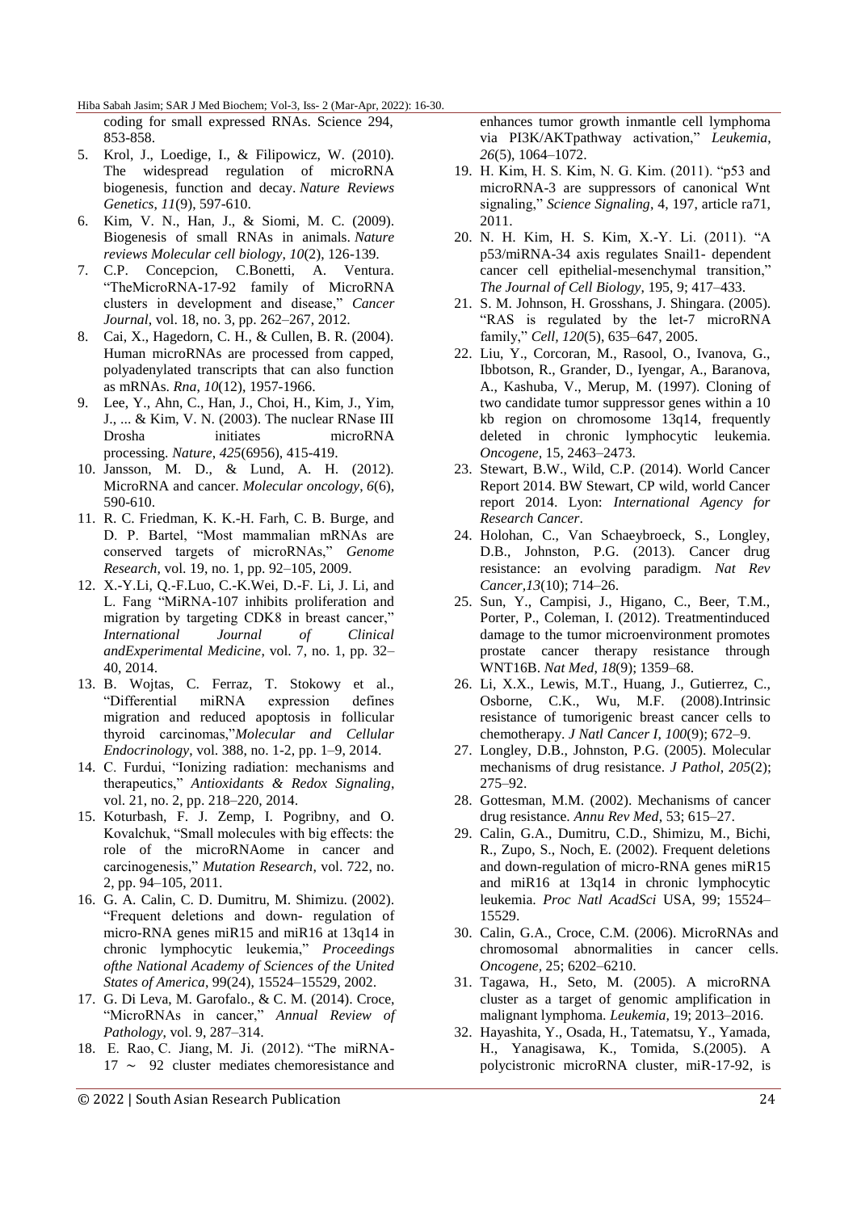coding for small expressed RNAs. Science 294, 853-858.

5. Krol, J., Loedige, I., & Filipowicz, W. (2010). The widespread regulation of microRNA biogenesis, function and decay. *Nature Reviews Genetics*, *11*(9), 597-610.
6. Kim, V. N., Han, J., & Siomi, M. C. (2009). Biogenesis of small RNAs in animals. *Nature reviews Molecular cell biology*, *10*(2), 126-139.
7. C.P. Concepcion, C.Bonetti, A. Ventura. "TheMicroRNA-17-92 family of MicroRNA clusters in development and disease," *Cancer Journal*, vol. 18, no. 3, pp. 262–267, 2012.
8. Cai, X., Hagedorn, C. H., & Cullen, B. R. (2004). Human microRNAs are processed from capped, polyadenylated transcripts that can also function as mRNAs. *Rna*, *10*(12), 1957-1966.
9. Lee, Y., Ahn, C., Han, J., Choi, H., Kim, J., Yim, J., ... & Kim, V. N. (2003). The nuclear RNase III Drosha initiates microRNA processing. *Nature*, *425*(6956), 415-419.
10. Jansson, M. D., & Lund, A. H. (2012). MicroRNA and cancer. *Molecular oncology*, *6*(6), 590-610.
11. R. C. Friedman, K. K.-H. Farh, C. B. Burge, and D. P. Bartel, "Most mammalian mRNAs are conserved targets of microRNAs," *Genome Research*, vol. 19, no. 1, pp. 92–105, 2009.
12. X.-Y.Li, Q.-F.Luo, C.-K.Wei, D.-F. Li, J. Li, and L. Fang "MiRNA-107 inhibits proliferation and migration by targeting CDK8 in breast cancer," *International Journal of Clinical andExperimental Medicine*, vol. 7, no. 1, pp. 32–40, 2014.
13. B. Wojtas, C. Ferraz, T. Stokowy et al., "Differential miRNA expression defines migration and reduced apoptosis in follicular thyroid carcinomas,"*Molecular and Cellular Endocrinology*, vol. 388, no. 1-2, pp. 1–9, 2014.
14. C. Furdui, "Ionizing radiation: mechanisms and therapeutics," *Antioxidants & Redox Signaling*, vol. 21, no. 2, pp. 218–220, 2014.
15. Koturbash, F. J. Zemp, I. Pogribny, and O. Kovalchuk, "Small molecules with big effects: the role of the microRNAome in cancer and carcinogenesis," *Mutation Research*, vol. 722, no. 2, pp. 94–105, 2011.
16. G. A. Calin, C. D. Dumitru, M. Shimizu. (2002). "Frequent deletions and down- regulation of micro-RNA genes miR15 and miR16 at 13q14 in chronic lymphocytic leukemia," *Proceedings ofthe National Academy of Sciences of the United States of America*, 99(24), 15524–15529, 2002.
17. G. Di Leva, M. Garofalo., & C. M. (2014). Croce, "MicroRNAs in cancer," *Annual Review of Pathology*, vol. 9, 287–314.
18. E. Rao, C. Jiang, M. Ji. (2012). "The miRNA-17 ∼ 92 cluster mediates chemoresistance and enhances tumor growth inmantle cell lymphoma via PI3K/AKTpathway activation," *Leukemia*, *26*(5), 1064–1072.
19. H. Kim, H. S. Kim, N. G. Kim. (2011). "p53 and microRNA-3 are suppressors of canonical Wnt signaling," *Science Signaling*, 4, 197, article ra71, 2011.
20. N. H. Kim, H. S. Kim, X.-Y. Li. (2011). "A p53/miRNA-34 axis regulates Snail1- dependent cancer cell epithelial-mesenchymal transition," *The Journal of Cell Biology*, 195, 9; 417–433.
21. S. M. Johnson, H. Grosshans, J. Shingara. (2005). "RAS is regulated by the let-7 microRNA family," *Cell, 120*(5), 635–647, 2005.
22. Liu, Y., Corcoran, M., Rasool, O., Ivanova, G., Ibbotson, R., Grander, D., Iyengar, A., Baranova, A., Kashuba, V., Merup, M. (1997). Cloning of two candidate tumor suppressor genes within a 10 kb region on chromosome 13q14, frequently deleted in chronic lymphocytic leukemia. *Oncogene,* 15, 2463–2473.
23. Stewart, B.W., Wild, C.P. (2014). World Cancer Report 2014. BW Stewart, CP wild, world Cancer report 2014. Lyon: *International Agency for Research Cancer*.
24. Holohan, C., Van Schaeybroeck, S., Longley, D.B., Johnston, P.G. (2013). Cancer drug resistance: an evolving paradigm. *Nat Rev Cancer,13*(10); 714–26.
25. Sun, Y., Campisi, J., Higano, C., Beer, T.M., Porter, P., Coleman, I. (2012). Treatmentinduced damage to the tumor microenvironment promotes prostate cancer therapy resistance through WNT16B. *Nat Med, 18*(9); 1359–68.
26. Li, X.X., Lewis, M.T., Huang, J., Gutierrez, C., Osborne, C.K., Wu, M.F. (2008).Intrinsic resistance of tumorigenic breast cancer cells to chemotherapy. *J Natl Cancer I, 100*(9); 672–9.
27. Longley, D.B., Johnston, P.G. (2005). Molecular mechanisms of drug resistance. *J Pathol, 205*(2); 275–92.
28. Gottesman, M.M. (2002). Mechanisms of cancer drug resistance. *Annu Rev Med*, 53; 615–27.
29. Calin, G.A., Dumitru, C.D., Shimizu, M., Bichi, R., Zupo, S., Noch, E. (2002). Frequent deletions and down-regulation of micro-RNA genes miR15 and miR16 at 13q14 in chronic lymphocytic leukemia. *Proc Natl AcadSci* USA, 99; 15524–15529.
30. Calin, G.A., Croce, C.M. (2006). MicroRNAs and chromosomal abnormalities in cancer cells. *Oncogene,* 25; 6202–6210.
31. Tagawa, H., Seto, M. (2005). A microRNA cluster as a target of genomic amplification in malignant lymphoma. *Leukemia,* 19; 2013–2016.
32. Hayashita, Y., Osada, H., Tatematsu, Y., Yamada, H., Yanagisawa, K., Tomida, S.(2005). A polycistronic microRNA cluster, miR-17-92, is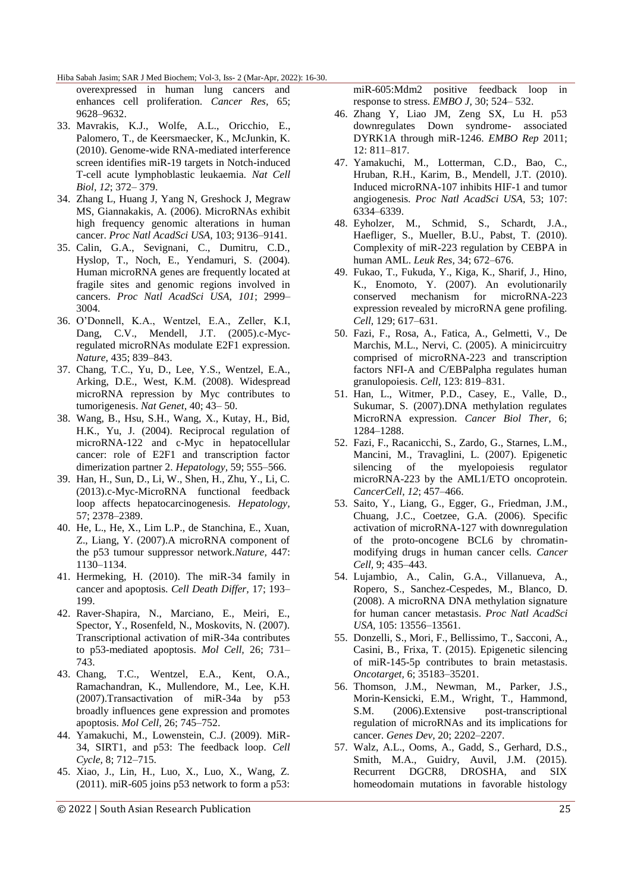overexpressed in human lung cancers and enhances cell proliferation. *Cancer Res,* 65; 9628–9632.

33. Mavrakis, K.J., Wolfe, A.L., Oricchio, E., Palomero, T., de Keersmaecker, K., McJunkin, K. (2010). Genome-wide RNA-mediated interference screen identifies miR-19 targets in Notch-induced T-cell acute lymphoblastic leukaemia. *Nat Cell Biol, 12*; 372– 379.
34. Zhang L, Huang J, Yang N, Greshock J, Megraw MS, Giannakakis, A. (2006). MicroRNAs exhibit high frequency genomic alterations in human cancer. *Proc Natl AcadSci USA,* 103; 9136–9141.
35. Calin, G.A., Sevignani, C., Dumitru, C.D., Hyslop, T., Noch, E., Yendamuri, S. (2004). Human microRNA genes are frequently located at fragile sites and genomic regions involved in cancers. *Proc Natl AcadSci USA, 101*; 2999–3004.
36. O'Donnell, K.A., Wentzel, E.A., Zeller, K.I, Dang, C.V., Mendell, J.T. (2005).c-Myc-regulated microRNAs modulate E2F1 expression. *Nature,* 435; 839–843.
37. Chang, T.C., Yu, D., Lee, Y.S., Wentzel, E.A., Arking, D.E., West, K.M. (2008). Widespread microRNA repression by Myc contributes to tumorigenesis. *Nat Genet,* 40; 43– 50.
38. Wang, B., Hsu, S.H., Wang, X., Kutay, H., Bid, H.K., Yu, J. (2004). Reciprocal regulation of microRNA-122 and c-Myc in hepatocellular cancer: role of E2F1 and transcription factor dimerization partner 2. *Hepatology,* 59; 555–566.
39. Han, H., Sun, D., Li, W., Shen, H., Zhu, Y., Li, C. (2013).c-Myc-MicroRNA functional feedback loop affects hepatocarcinogenesis. *Hepatology,* 57; 2378–2389.
40. He, L., He, X., Lim L.P., de Stanchina, E., Xuan, Z., Liang, Y. (2007).A microRNA component of the p53 tumour suppressor network.*Nature,* 447: 1130–1134.
41. Hermeking, H. (2010). The miR-34 family in cancer and apoptosis. *Cell Death Differ,* 17; 193–199.
42. Raver-Shapira, N., Marciano, E., Meiri, E., Spector, Y., Rosenfeld, N., Moskovits, N. (2007). Transcriptional activation of miR-34a contributes to p53-mediated apoptosis. *Mol Cell,* 26; 731–743.
43. Chang, T.C., Wentzel, E.A., Kent, O.A., Ramachandran, K., Mullendore, M., Lee, K.H. (2007).Transactivation of miR-34a by p53 broadly influences gene expression and promotes apoptosis. *Mol Cell,* 26; 745–752.
44. Yamakuchi, M., Lowenstein, C.J. (2009). MiR-34, SIRT1, and p53: The feedback loop. *Cell Cycle,* 8; 712–715.
45. Xiao, J., Lin, H., Luo, X., Luo, X., Wang, Z. (2011). miR-605 joins p53 network to form a p53: miR-605:Mdm2 positive feedback loop in response to stress. *EMBO J,* 30; 524– 532.
46. Zhang Y, Liao JM, Zeng SX, Lu H. p53 downregulates Down syndrome- associated DYRK1A through miR-1246. *EMBO Rep* 2011; 12: 811–817.
47. Yamakuchi, M., Lotterman, C.D., Bao, C., Hruban, R.H., Karim, B., Mendell, J.T. (2010). Induced microRNA-107 inhibits HIF-1 and tumor angiogenesis. *Proc Natl AcadSci USA,* 53; 107: 6334–6339.
48. Eyholzer, M., Schmid, S., Schardt, J.A., Haefliger, S., Mueller, B.U., Pabst, T. (2010). Complexity of miR-223 regulation by CEBPA in human AML. *Leuk Res,* 34; 672–676.
49. Fukao, T., Fukuda, Y., Kiga, K., Sharif, J., Hino, K., Enomoto, Y. (2007). An evolutionarily conserved mechanism for microRNA-223 expression revealed by microRNA gene profiling. *Cell,* 129; 617–631.
50. Fazi, F., Rosa, A., Fatica, A., Gelmetti, V., De Marchis, M.L., Nervi, C. (2005). A minicircuitry comprised of microRNA-223 and transcription factors NFI-A and C/EBPalpha regulates human granulopoiesis. *Cell,* 123: 819–831.
51. Han, L., Witmer, P.D., Casey, E., Valle, D., Sukumar, S. (2007).DNA methylation regulates MicroRNA expression. *Cancer Biol Ther,* 6; 1284–1288.
52. Fazi, F., Racanicchi, S., Zardo, G., Starnes, L.M., Mancini, M., Travaglini, L. (2007). Epigenetic silencing of the myelopoiesis regulator microRNA-223 by the AML1/ETO oncoprotein. *CancerCell, 12*; 457–466.
53. Saito, Y., Liang, G., Egger, G., Friedman, J.M., Chuang, J.C., Coetzee, G.A. (2006). Specific activation of microRNA-127 with downregulation of the proto-oncogene BCL6 by chromatin-modifying drugs in human cancer cells. *Cancer Cell,* 9; 435–443.
54. Lujambio, A., Calin, G.A., Villanueva, A., Ropero, S., Sanchez-Cespedes, M., Blanco, D. (2008). A microRNA DNA methylation signature for human cancer metastasis. *Proc Natl AcadSci USA,* 105: 13556–13561.
55. Donzelli, S., Mori, F., Bellissimo, T., Sacconi, A., Casini, B., Frixa, T. (2015). Epigenetic silencing of miR-145-5p contributes to brain metastasis. *Oncotarget,* 6; 35183–35201.
56. Thomson, J.M., Newman, M., Parker, J.S., Morin-Kensicki, E.M., Wright, T., Hammond, S.M. (2006).Extensive post-transcriptional regulation of microRNAs and its implications for cancer. *Genes Dev,* 20; 2202–2207.
57. Walz, A.L., Ooms, A., Gadd, S., Gerhard, D.S., Smith, M.A., Guidry, Auvil, J.M. (2015). Recurrent DGCR8, DROSHA, and SIX homeodomain mutations in favorable histology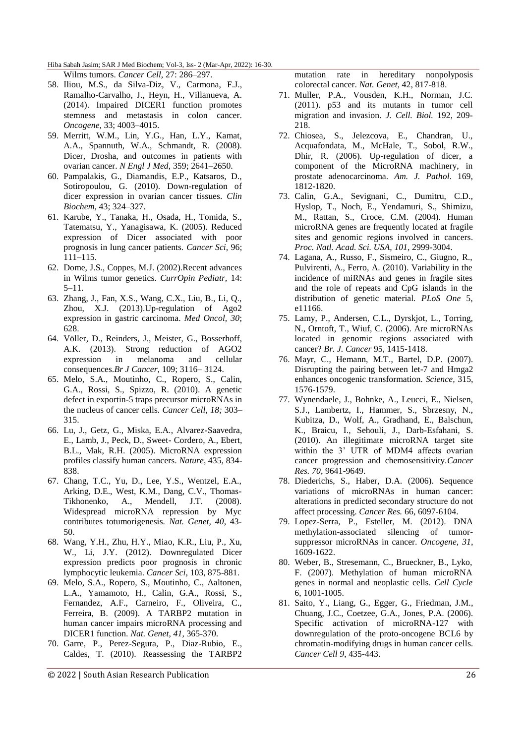Wilms tumors. *Cancer Cell*, 27: 286–297.

58. Iliou, M.S., da Silva-Diz, V., Carmona, F.J., Ramalho-Carvalho, J., Heyn, H., Villanueva, A. (2014). Impaired DICER1 function promotes stemness and metastasis in colon cancer. *Oncogene,* 33; 4003–4015.
59. Merritt, W.M., Lin, Y.G., Han, L.Y., Kamat, A.A., Spannuth, W.A., Schmandt, R. (2008). Dicer, Drosha, and outcomes in patients with ovarian cancer. *N Engl J Med,* 359; 2641–2650.
60. Pampalakis, G., Diamandis, E.P., Katsaros, D., Sotiropoulou, G. (2010). Down-regulation of dicer expression in ovarian cancer tissues. *Clin Biochem,* 43; 324–327.
61. Karube, Y., Tanaka, H., Osada, H., Tomida, S., Tatematsu, Y., Yanagisawa, K. (2005). Reduced expression of Dicer associated with poor prognosis in lung cancer patients. *Cancer Sci,* 96; 111–115.
62. Dome, J.S., Coppes, M.J. (2002).Recent advances in Wilms tumor genetics. *CurrOpin Pediatr,* 14: 5–11.
63. Zhang, J., Fan, X.S., Wang, C.X., Liu, B., Li, Q., Zhou, X.J. (2013).Up-regulation of Ago2 expression in gastric carcinoma. *Med Oncol, 30*; 628.
64. Völler, D., Reinders, J., Meister, G., Bosserhoff, A.K. (2013). Strong reduction of AGO2 expression in melanoma and cellular consequences.*Br J Cancer,* 109; 3116– 3124.
65. Melo, S.A., Moutinho, C., Ropero, S., Calin, G.A., Rossi, S., Spizzo, R. (2010). A genetic defect in exportin-5 traps precursor microRNAs in the nucleus of cancer cells. *Cancer Cell, 18;* 303–315.
66. Lu, J., Getz, G., Miska, E.A., Alvarez-Saavedra, E., Lamb, J., Peck, D., Sweet- Cordero, A., Ebert, B.L., Mak, R.H. (2005). MicroRNA expression profiles classify human cancers. *Nature*, 435, 834-838.
67. Chang, T.C., Yu, D., Lee, Y.S., Wentzel, E.A., Arking, D.E., West, K.M., Dang, C.V., Thomas-Tikhonenko, A., Mendell, J.T. (2008). Widespread microRNA repression by Myc contributes totumorigenesis. *Nat. Genet, 40*, 43-50.
68. Wang, Y.H., Zhu, H.Y., Miao, K.R., Liu, P., Xu, W., Li, J.Y. (2012). Downregulated Dicer expression predicts poor prognosis in chronic lymphocytic leukemia. *Cancer Sci,* 103, 875-881.
69. Melo, S.A., Ropero, S., Moutinho, C., Aaltonen, L.A., Yamamoto, H., Calin, G.A., Rossi, S., Fernandez, A.F., Carneiro, F., Oliveira, C., Ferreira, B. (2009). A TARBP2 mutation in human cancer impairs microRNA processing and DICER1 function. *Nat. Genet, 41*, 365-370.
70. Garre, P., Perez-Segura, P., Diaz-Rubio, E., Caldes, T. (2010). Reassessing the TARBP2 mutation rate in hereditary nonpolyposis colorectal cancer. *Nat. Genet*, 42, 817-818.
71. Muller, P.A., Vousden, K.H., Norman, J.C. (2011). p53 and its mutants in tumor cell migration and invasion. *J. Cell. Biol.* 192, 209-218.
72. Chiosea, S., Jelezcova, E., Chandran, U., Acquafondata, M., McHale, T., Sobol, R.W., Dhir, R. (2006). Up-regulation of dicer, a component of the MicroRNA machinery, in prostate adenocarcinoma. *Am. J. Pathol*. 169, 1812-1820.
73. Calin, G.A., Sevignani, C., Dumitru, C.D., Hyslop, T., Noch, E., Yendamuri, S., Shimizu, M., Rattan, S., Croce, C.M. (2004). Human microRNA genes are frequently located at fragile sites and genomic regions involved in cancers. *Proc. Natl. Acad. Sci. USA, 101*, 2999-3004.
74. Lagana, A., Russo, F., Sismeiro, C., Giugno, R., Pulvirenti, A., Ferro, A. (2010). Variability in the incidence of miRNAs and genes in fragile sites and the role of repeats and CpG islands in the distribution of genetic material. *PLoS One* 5, e11166.
75. Lamy, P., Andersen, C.L., Dyrskjot, L., Torring, N., Orntoft, T., Wiuf, C. (2006). Are microRNAs located in genomic regions associated with cancer? *Br. J. Cancer* 95, 1415-1418.
76. Mayr, C., Hemann, M.T., Bartel, D.P. (2007). Disrupting the pairing between let-7 and Hmga2 enhances oncogenic transformation. *Science,* 315, 1576-1579.
77. Wynendaele, J., Bohnke, A., Leucci, E., Nielsen, S.J., Lambertz, I., Hammer, S., Sbrzesny, N., Kubitza, D., Wolf, A., Gradhand, E., Balschun, K., Braicu, I., Sehouli, J., Darb-Esfahani, S. (2010). An illegitimate microRNA target site within the 3' UTR of MDM4 affects ovarian cancer progression and chemosensitivity.*Cancer Res. 70*, 9641-9649.
78. Diederichs, S., Haber, D.A. (2006). Sequence variations of microRNAs in human cancer: alterations in predicted secondary structure do not affect processing. *Cancer Res.* 66, 6097-6104.
79. Lopez-Serra, P., Esteller, M. (2012). DNA methylation-associated silencing of tumor-suppressor microRNAs in cancer. *Oncogene, 31*, 1609-1622.
80. Weber, B., Stresemann, C., Brueckner, B., Lyko, F. (2007). Methylation of human microRNA genes in normal and neoplastic cells. *Cell Cycle* 6, 1001-1005.
81. Saito, Y., Liang, G., Egger, G., Friedman, J.M., Chuang, J.C., Coetzee, G.A., Jones, P.A. (2006). Specific activation of microRNA-127 with downregulation of the proto-oncogene BCL6 by chromatin-modifying drugs in human cancer cells. *Cancer Cell 9*, 435-443.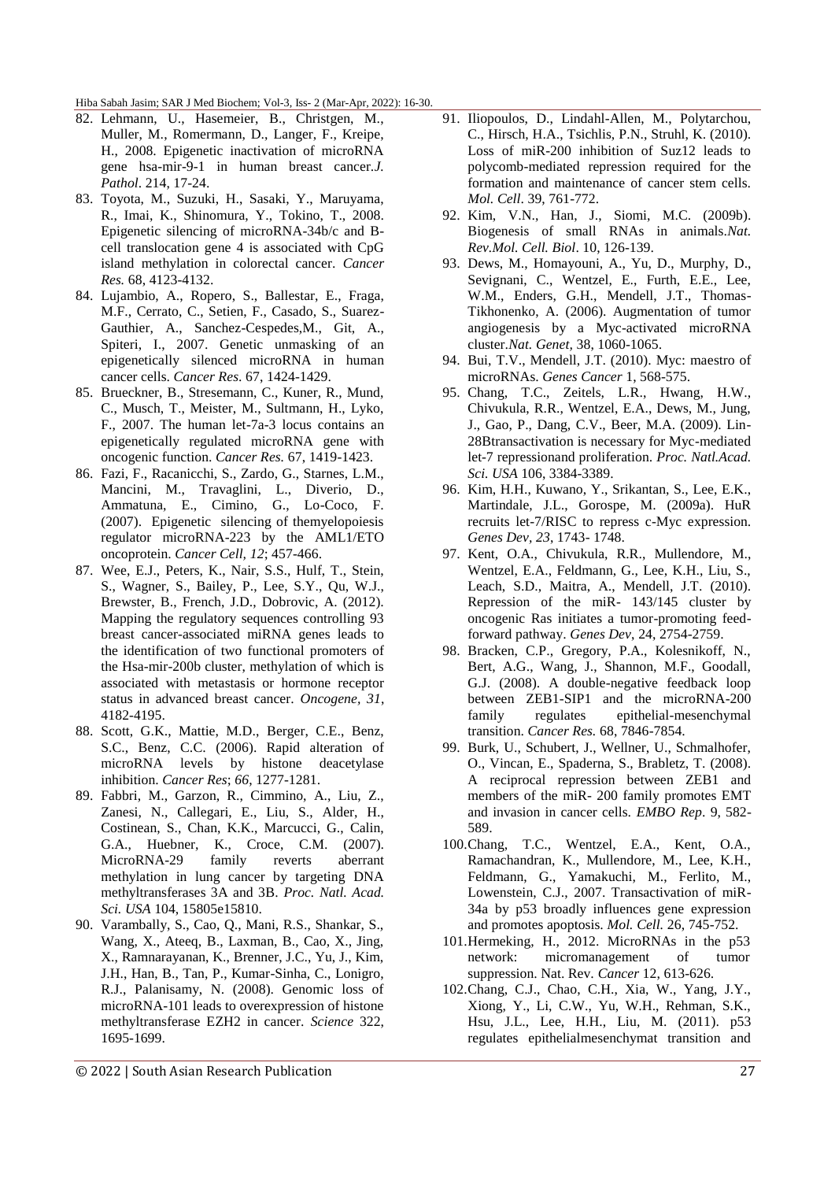82. Lehmann, U., Hasemeier, B., Christgen, M., Muller, M., Romermann, D., Langer, F., Kreipe, H., 2008. Epigenetic inactivation of microRNA gene hsa-mir-9-1 in human breast cancer.*J. Pathol*. 214, 17-24.
83. Toyota, M., Suzuki, H., Sasaki, Y., Maruyama, R., Imai, K., Shinomura, Y., Tokino, T., 2008. Epigenetic silencing of microRNA-34b/c and B-cell translocation gene 4 is associated with CpG island methylation in colorectal cancer. *Cancer Res.* 68, 4123-4132.
84. Lujambio, A., Ropero, S., Ballestar, E., Fraga, M.F., Cerrato, C., Setien, F., Casado, S., Suarez-Gauthier, A., Sanchez-Cespedes,M., Git, A., Spiteri, I., 2007. Genetic unmasking of an epigenetically silenced microRNA in human cancer cells. *Cancer Res*. 67, 1424-1429.
85. Brueckner, B., Stresemann, C., Kuner, R., Mund, C., Musch, T., Meister, M., Sultmann, H., Lyko, F., 2007. The human let-7a-3 locus contains an epigenetically regulated microRNA gene with oncogenic function. *Cancer Res.* 67, 1419-1423.
86. Fazi, F., Racanicchi, S., Zardo, G., Starnes, L.M., Mancini, M., Travaglini, L., Diverio, D., Ammatuna, E., Cimino, G., Lo-Coco, F. (2007). Epigenetic silencing of themyelopoiesis regulator microRNA-223 by the AML1/ETO oncoprotein. *Cancer Cell, 12*; 457-466.
87. Wee, E.J., Peters, K., Nair, S.S., Hulf, T., Stein, S., Wagner, S., Bailey, P., Lee, S.Y., Qu, W.J., Brewster, B., French, J.D., Dobrovic, A. (2012). Mapping the regulatory sequences controlling 93 breast cancer-associated miRNA genes leads to the identification of two functional promoters of the Hsa-mir-200b cluster, methylation of which is associated with metastasis or hormone receptor status in advanced breast cancer. *Oncogene, 31*, 4182-4195.
88. Scott, G.K., Mattie, M.D., Berger, C.E., Benz, S.C., Benz, C.C. (2006). Rapid alteration of microRNA levels by histone deacetylase inhibition. *Cancer Res*; *66*, 1277-1281.
89. Fabbri, M., Garzon, R., Cimmino, A., Liu, Z., Zanesi, N., Callegari, E., Liu, S., Alder, H., Costinean, S., Chan, K.K., Marcucci, G., Calin, G.A., Huebner, K., Croce, C.M. (2007). MicroRNA-29 family reverts aberrant methylation in lung cancer by targeting DNA methyltransferases 3A and 3B. *Proc. Natl. Acad. Sci. USA* 104, 15805e15810.
90. Varambally, S., Cao, Q., Mani, R.S., Shankar, S., Wang, X., Ateeq, B., Laxman, B., Cao, X., Jing, X., Ramnarayanan, K., Brenner, J.C., Yu, J., Kim, J.H., Han, B., Tan, P., Kumar-Sinha, C., Lonigro, R.J., Palanisamy, N. (2008). Genomic loss of microRNA-101 leads to overexpression of histone methyltransferase EZH2 in cancer. *Science* 322, 1695-1699.
91. Iliopoulos, D., Lindahl-Allen, M., Polytarchou, C., Hirsch, H.A., Tsichlis, P.N., Struhl, K. (2010). Loss of miR-200 inhibition of Suz12 leads to polycomb-mediated repression required for the formation and maintenance of cancer stem cells. *Mol. Cell*. 39, 761-772.
92. Kim, V.N., Han, J., Siomi, M.C. (2009b). Biogenesis of small RNAs in animals.*Nat. Rev.Mol. Cell. Biol*. 10, 126-139.
93. Dews, M., Homayouni, A., Yu, D., Murphy, D., Sevignani, C., Wentzel, E., Furth, E.E., Lee, W.M., Enders, G.H., Mendell, J.T., Thomas-Tikhonenko, A. (2006). Augmentation of tumor angiogenesis by a Myc-activated microRNA cluster.*Nat. Genet,* 38, 1060-1065.
94. Bui, T.V., Mendell, J.T. (2010). Myc: maestro of microRNAs. *Genes Cancer* 1, 568-575.
95. Chang, T.C., Zeitels, L.R., Hwang, H.W., Chivukula, R.R., Wentzel, E.A., Dews, M., Jung, J., Gao, P., Dang, C.V., Beer, M.A. (2009). Lin-28Btransactivation is necessary for Myc-mediated let-7 repressionand proliferation. *Proc. Natl.Acad. Sci. USA* 106, 3384-3389.
96. Kim, H.H., Kuwano, Y., Srikantan, S., Lee, E.K., Martindale, J.L., Gorospe, M. (2009a). HuR recruits let-7/RISC to repress c-Myc expression. *Genes Dev, 23*, 1743- 1748.
97. Kent, O.A., Chivukula, R.R., Mullendore, M., Wentzel, E.A., Feldmann, G., Lee, K.H., Liu, S., Leach, S.D., Maitra, A., Mendell, J.T. (2010). Repression of the miR- 143/145 cluster by oncogenic Ras initiates a tumor-promoting feed-forward pathway. *Genes Dev*, 24, 2754-2759.
98. Bracken, C.P., Gregory, P.A., Kolesnikoff, N., Bert, A.G., Wang, J., Shannon, M.F., Goodall, G.J. (2008). A double-negative feedback loop between ZEB1-SIP1 and the microRNA-200 family regulates epithelial-mesenchymal transition. *Cancer Res.* 68, 7846-7854.
99. Burk, U., Schubert, J., Wellner, U., Schmalhofer, O., Vincan, E., Spaderna, S., Brabletz, T. (2008). A reciprocal repression between ZEB1 and members of the miR- 200 family promotes EMT and invasion in cancer cells. *EMBO Rep*. 9, 582-589.
100. Chang, T.C., Wentzel, E.A., Kent, O.A., Ramachandran, K., Mullendore, M., Lee, K.H., Feldmann, G., Yamakuchi, M., Ferlito, M., Lowenstein, C.J., 2007. Transactivation of miR-34a by p53 broadly influences gene expression and promotes apoptosis. *Mol. Cell.* 26, 745-752.
101. Hermeking, H., 2012. MicroRNAs in the p53 network: micromanagement of tumor suppression. Nat. Rev. *Cancer* 12, 613-626.
102. Chang, C.J., Chao, C.H., Xia, W., Yang, J.Y., Xiong, Y., Li, C.W., Yu, W.H., Rehman, S.K., Hsu, J.L., Lee, H.H., Liu, M. (2011). p53 regulates epithelialmesenchymat transition and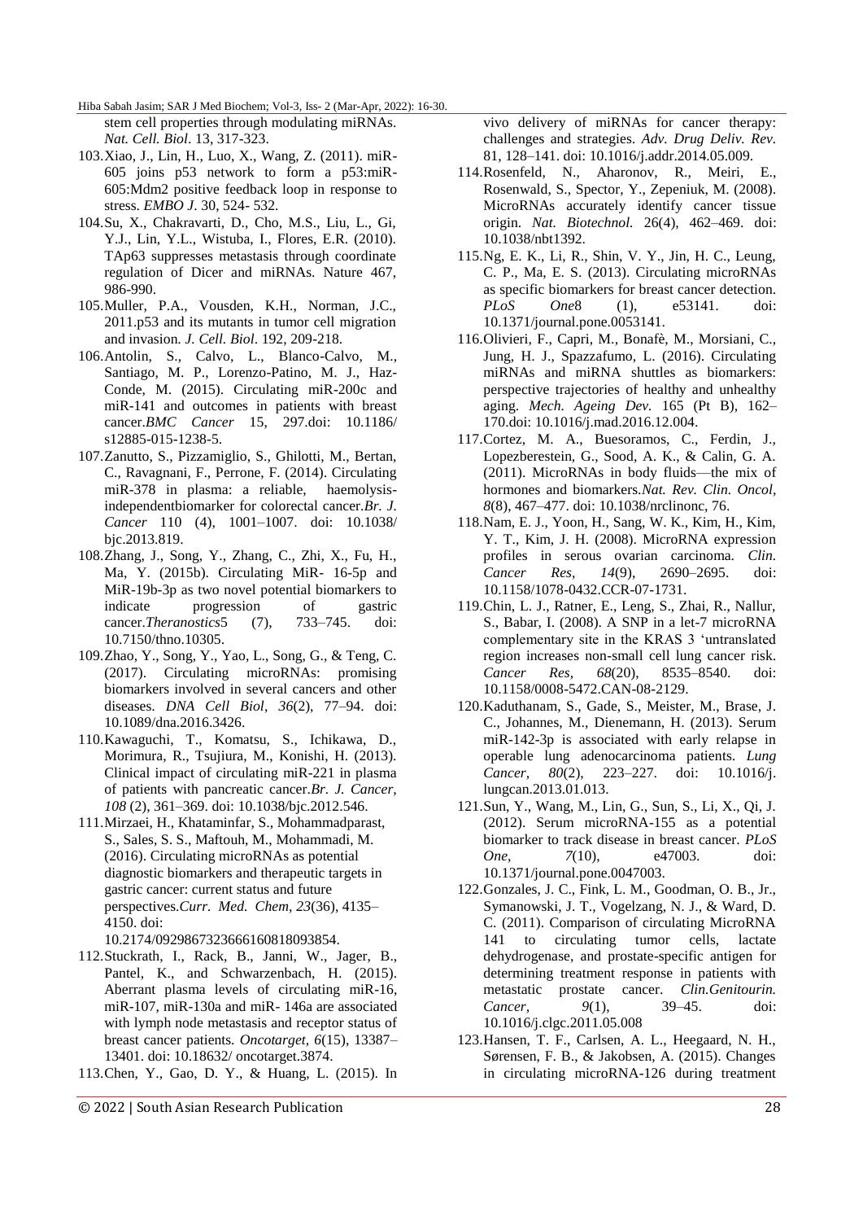stem cell properties through modulating miRNAs. *Nat. Cell. Biol*. 13, 317-323.

103. Xiao, J., Lin, H., Luo, X., Wang, Z. (2011). miR-605 joins p53 network to form a p53:miR-605:Mdm2 positive feedback loop in response to stress. *EMBO J*. 30, 524- 532.

104. Su, X., Chakravarti, D., Cho, M.S., Liu, L., Gi, Y.J., Lin, Y.L., Wistuba, I., Flores, E.R. (2010). TAp63 suppresses metastasis through coordinate regulation of Dicer and miRNAs. Nature 467, 986-990.

105. Muller, P.A., Vousden, K.H., Norman, J.C., 2011.p53 and its mutants in tumor cell migration and invasion. *J. Cell. Biol*. 192, 209-218.

106. Antolin, S., Calvo, L., Blanco-Calvo, M., Santiago, M. P., Lorenzo-Patino, M. J., Haz-Conde, M. (2015). Circulating miR-200c and miR-141 and outcomes in patients with breast cancer.*BMC Cancer* 15, 297.doi: 10.1186/ s12885-015-1238-5.

107. Zanutto, S., Pizzamiglio, S., Ghilotti, M., Bertan, C., Ravagnani, F., Perrone, F. (2014). Circulating miR-378 in plasma: a reliable, haemolysis-independentbiomarker for colorectal cancer.*Br. J. Cancer* 110 (4), 1001–1007. doi: 10.1038/ bjc.2013.819.

108. Zhang, J., Song, Y., Zhang, C., Zhi, X., Fu, H., Ma, Y. (2015b). Circulating MiR- 16-5p and MiR-19b-3p as two novel potential biomarkers to indicate progression of gastric cancer.*Theranostics*5 (7), 733–745. doi: 10.7150/thno.10305.

109. Zhao, Y., Song, Y., Yao, L., Song, G., & Teng, C. (2017). Circulating microRNAs: promising biomarkers involved in several cancers and other diseases. *DNA Cell Biol*, *36*(2), 77–94. doi: 10.1089/dna.2016.3426.

110. Kawaguchi, T., Komatsu, S., Ichikawa, D., Morimura, R., Tsujiura, M., Konishi, H. (2013). Clinical impact of circulating miR-221 in plasma of patients with pancreatic cancer.*Br. J. Cancer*, *108* (2), 361–369. doi: 10.1038/bjc.2012.546.

111. Mirzaei, H., Khataminfar, S., Mohammadparast, S., Sales, S. S., Maftouh, M., Mohammadi, M. (2016). Circulating microRNAs as potential diagnostic biomarkers and therapeutic targets in gastric cancer: current status and future perspectives.*Curr. Med. Chem*, *23*(36), 4135–4150. doi: 10.2174/0929867323666160818093854.

112. Stuckrath, I., Rack, B., Janni, W., Jager, B., Pantel, K., and Schwarzenbach, H. (2015). Aberrant plasma levels of circulating miR-16, miR-107, miR-130a and miR- 146a are associated with lymph node metastasis and receptor status of breast cancer patients. *Oncotarget*, *6*(15), 13387–13401. doi: 10.18632/ oncotarget.3874.

113. Chen, Y., Gao, D. Y., & Huang, L. (2015). In vivo delivery of miRNAs for cancer therapy: challenges and strategies. *Adv. Drug Deliv. Rev.* 81, 128–141. doi: 10.1016/j.addr.2014.05.009.

114. Rosenfeld, N., Aharonov, R., Meiri, E., Rosenwald, S., Spector, Y., Zepeniuk, M. (2008). MicroRNAs accurately identify cancer tissue origin. *Nat. Biotechnol.* 26(4), 462–469. doi: 10.1038/nbt1392.

115. Ng, E. K., Li, R., Shin, V. Y., Jin, H. C., Leung, C. P., Ma, E. S. (2013). Circulating microRNAs as specific biomarkers for breast cancer detection. *PLoS One*8 (1), e53141. doi: 10.1371/journal.pone.0053141.

116. Olivieri, F., Capri, M., Bonafè, M., Morsiani, C., Jung, H. J., Spazzafumo, L. (2016). Circulating miRNAs and miRNA shuttles as biomarkers: perspective trajectories of healthy and unhealthy aging. *Mech. Ageing Dev.* 165 (Pt B), 162–170.doi: 10.1016/j.mad.2016.12.004.

117. Cortez, M. A., Buesoramos, C., Ferdin, J., Lopezberestein, G., Sood, A. K., & Calin, G. A. (2011). MicroRNAs in body fluids—the mix of hormones and biomarkers.*Nat. Rev. Clin. Oncol*, *8*(8), 467–477. doi: 10.1038/nrclinonc, 76.

118. Nam, E. J., Yoon, H., Sang, W. K., Kim, H., Kim, Y. T., Kim, J. H. (2008). MicroRNA expression profiles in serous ovarian carcinoma. *Clin. Cancer Res, 14*(9), 2690–2695. doi: 10.1158/1078-0432.CCR-07-1731.

119. Chin, L. J., Ratner, E., Leng, S., Zhai, R., Nallur, S., Babar, I. (2008). A SNP in a let-7 microRNA complementary site in the KRAS 3 'untranslated region increases non-small cell lung cancer risk. *Cancer Res, 68*(20), 8535–8540. doi: 10.1158/0008-5472.CAN-08-2129.

120. Kaduthanam, S., Gade, S., Meister, M., Brase, J. C., Johannes, M., Dienemann, H. (2013). Serum miR-142-3p is associated with early relapse in operable lung adenocarcinoma patients. *Lung Cancer*, *80*(2), 223–227. doi: 10.1016/j. lungcan.2013.01.013.

121. Sun, Y., Wang, M., Lin, G., Sun, S., Li, X., Qi, J. (2012). Serum microRNA-155 as a potential biomarker to track disease in breast cancer. *PLoS One*, *7*(10), e47003. doi: 10.1371/journal.pone.0047003.

122. Gonzales, J. C., Fink, L. M., Goodman, O. B., Jr., Symanowski, J. T., Vogelzang, N. J., & Ward, D. C. (2011). Comparison of circulating MicroRNA 141 to circulating tumor cells, lactate dehydrogenase, and prostate-specific antigen for determining treatment response in patients with metastatic prostate cancer. *Clin.Genitourin. Cancer*, *9*(1), 39–45. doi: 10.1016/j.clgc.2011.05.008

123. Hansen, T. F., Carlsen, A. L., Heegaard, N. H., Sørensen, F. B., & Jakobsen, A. (2015). Changes in circulating microRNA-126 during treatment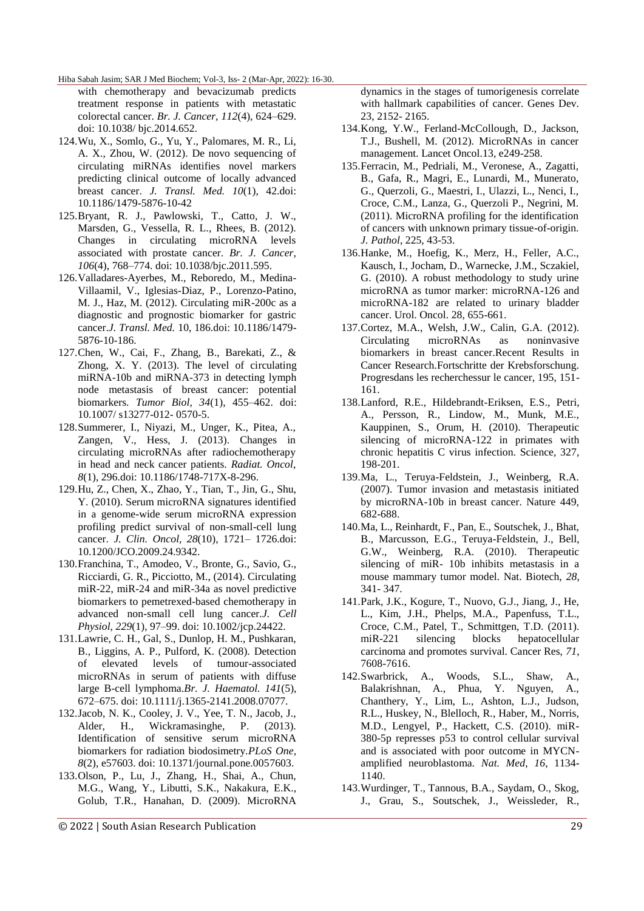with chemotherapy and bevacizumab predicts treatment response in patients with metastatic colorectal cancer. *Br. J. Cancer, 112*(4), 624–629. doi: 10.1038/ bjc.2014.652.

124. Wu, X., Somlo, G., Yu, Y., Palomares, M. R., Li, A. X., Zhou, W. (2012). De novo sequencing of circulating miRNAs identifies novel markers predicting clinical outcome of locally advanced breast cancer. *J. Transl. Med. 10*(1), 42.doi: 10.1186/1479-5876-10-42

125. Bryant, R. J., Pawlowski, T., Catto, J. W., Marsden, G., Vessella, R. L., Rhees, B. (2012). Changes in circulating microRNA levels associated with prostate cancer. *Br. J. Cancer, 106*(4), 768–774. doi: 10.1038/bjc.2011.595.

126. Valladares-Ayerbes, M., Reboredo, M., Medina-Villaamil, V., Iglesias-Diaz, P., Lorenzo-Patino, M. J., Haz, M. (2012). Circulating miR-200c as a diagnostic and prognostic biomarker for gastric cancer.*J. Transl. Med.* 10, 186.doi: 10.1186/1479-5876-10-186.

127. Chen, W., Cai, F., Zhang, B., Barekati, Z., & Zhong, X. Y. (2013). The level of circulating miRNA-10b and miRNA-373 in detecting lymph node metastasis of breast cancer: potential biomarkers. *Tumor Biol, 34*(1), 455–462. doi: 10.1007/ s13277-012- 0570-5.

128. Summerer, I., Niyazi, M., Unger, K., Pitea, A., Zangen, V., Hess, J. (2013). Changes in circulating microRNAs after radiochemotherapy in head and neck cancer patients. *Radiat. Oncol, 8*(1), 296.doi: 10.1186/1748-717X-8-296.

129. Hu, Z., Chen, X., Zhao, Y., Tian, T., Jin, G., Shu, Y. (2010). Serum microRNA signatures identified in a genome-wide serum microRNA expression profiling predict survival of non-small-cell lung cancer. *J. Clin. Oncol, 28*(10), 1721– 1726.doi: 10.1200/JCO.2009.24.9342.

130. Franchina, T., Amodeo, V., Bronte, G., Savio, G., Ricciardi, G. R., Picciotto, M., (2014). Circulating miR-22, miR-24 and miR-34a as novel predictive biomarkers to pemetrexed-based chemotherapy in advanced non-small cell lung cancer.*J. Cell Physiol, 229*(1), 97–99. doi: 10.1002/jcp.24422.

131. Lawrie, C. H., Gal, S., Dunlop, H. M., Pushkaran, B., Liggins, A. P., Pulford, K. (2008). Detection of elevated levels of tumour-associated microRNAs in serum of patients with diffuse large B-cell lymphoma.*Br. J. Haematol. 141*(5), 672–675. doi: 10.1111/j.1365-2141.2008.07077.

132. Jacob, N. K., Cooley, J. V., Yee, T. N., Jacob, J., Alder, H., Wickramasinghe, P. (2013). Identification of sensitive serum microRNA biomarkers for radiation biodosimetry.*PLoS One, 8*(2), e57603. doi: 10.1371/journal.pone.0057603.

133. Olson, P., Lu, J., Zhang, H., Shai, A., Chun, M.G., Wang, Y., Libutti, S.K., Nakakura, E.K., Golub, T.R., Hanahan, D. (2009). MicroRNA dynamics in the stages of tumorigenesis correlate with hallmark capabilities of cancer. Genes Dev. 23, 2152- 2165.

134. Kong, Y.W., Ferland-McCollough, D., Jackson, T.J., Bushell, M. (2012). MicroRNAs in cancer management. Lancet Oncol.13, e249-258.

135. Ferracin, M., Pedriali, M., Veronese, A., Zagatti, B., Gafa, R., Magri, E., Lunardi, M., Munerato, G., Querzoli, G., Maestri, I., Ulazzi, L., Nenci, I., Croce, C.M., Lanza, G., Querzoli P., Negrini, M. (2011). MicroRNA profiling for the identification of cancers with unknown primary tissue-of-origin. *J. Pathol*, 225, 43-53.

136. Hanke, M., Hoefig, K., Merz, H., Feller, A.C., Kausch, I., Jocham, D., Warnecke, J.M., Sczakiel, G. (2010). A robust methodology to study urine microRNA as tumor marker: microRNA-126 and microRNA-182 are related to urinary bladder cancer. Urol. Oncol. 28, 655-661.

137. Cortez, M.A., Welsh, J.W., Calin, G.A. (2012). Circulating microRNAs as noninvasive biomarkers in breast cancer.Recent Results in Cancer Research.Fortschritte der Krebsforschung. Progresdans les recherchessur le cancer, 195, 151-161.

138. Lanford, R.E., Hildebrandt-Eriksen, E.S., Petri, A., Persson, R., Lindow, M., Munk, M.E., Kauppinen, S., Orum, H. (2010). Therapeutic silencing of microRNA-122 in primates with chronic hepatitis C virus infection. Science, 327, 198-201.

139. Ma, L., Teruya-Feldstein, J., Weinberg, R.A. (2007). Tumor invasion and metastasis initiated by microRNA-10b in breast cancer. Nature 449, 682-688.

140. Ma, L., Reinhardt, F., Pan, E., Soutschek, J., Bhat, B., Marcusson, E.G., Teruya-Feldstein, J., Bell, G.W., Weinberg, R.A. (2010). Therapeutic silencing of miR- 10b inhibits metastasis in a mouse mammary tumor model. Nat. Biotech, *28*, 341- 347.

141. Park, J.K., Kogure, T., Nuovo, G.J., Jiang, J., He, L., Kim, J.H., Phelps, M.A., Papenfuss, T.L., Croce, C.M., Patel, T., Schmittgen, T.D. (2011). miR-221 silencing blocks hepatocellular carcinoma and promotes survival. Cancer Res, *71*, 7608-7616.

142. Swarbrick, A., Woods, S.L., Shaw, A., Balakrishnan, A., Phua, Y. Nguyen, A., Chanthery, Y., Lim, L., Ashton, L.J., Judson, R.L., Huskey, N., Blelloch, R., Haber, M., Norris, M.D., Lengyel, P., Hackett, C.S. (2010). miR-380-5p represses p53 to control cellular survival and is associated with poor outcome in MYCN-amplified neuroblastoma. *Nat. Med, 16*, 1134-1140.

143. Wurdinger, T., Tannous, B.A., Saydam, O., Skog, J., Grau, S., Soutschek, J., Weissleder, R.,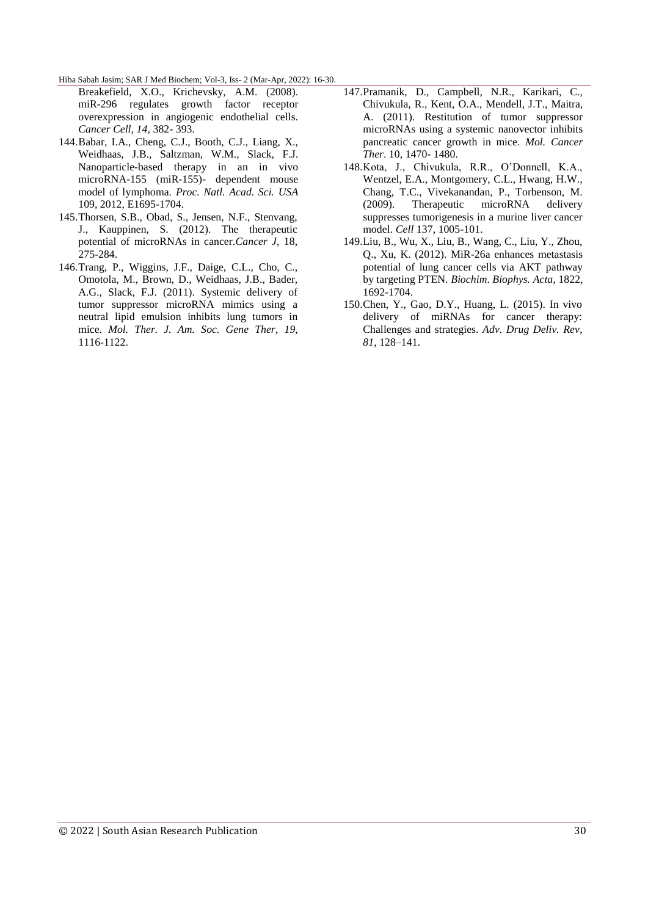Breakefield, X.O., Krichevsky, A.M. (2008). miR-296 regulates growth factor receptor overexpression in angiogenic endothelial cells. *Cancer Cell, 14*, 382- 393.

144. Babar, I.A., Cheng, C.J., Booth, C.J., Liang, X., Weidhaas, J.B., Saltzman, W.M., Slack, F.J. Nanoparticle-based therapy in an in vivo microRNA-155 (miR-155)- dependent mouse model of lymphoma. *Proc. Natl. Acad. Sci. USA* 109, 2012, E1695-1704.
145. Thorsen, S.B., Obad, S., Jensen, N.F., Stenvang, J., Kauppinen, S. (2012). The therapeutic potential of microRNAs in cancer.*Cancer J*, 18, 275-284.
146. Trang, P., Wiggins, J.F., Daige, C.L., Cho, C., Omotola, M., Brown, D., Weidhaas, J.B., Bader, A.G., Slack, F.J. (2011). Systemic delivery of tumor suppressor microRNA mimics using a neutral lipid emulsion inhibits lung tumors in mice. *Mol. Ther. J. Am. Soc. Gene Ther*, *19*, 1116-1122.
147. Pramanik, D., Campbell, N.R., Karikari, C., Chivukula, R., Kent, O.A., Mendell, J.T., Maitra, A. (2011). Restitution of tumor suppressor microRNAs using a systemic nanovector inhibits pancreatic cancer growth in mice. *Mol. Cancer Ther*. 10, 1470- 1480.
148. Kota, J., Chivukula, R.R., O'Donnell, K.A., Wentzel, E.A., Montgomery, C.L., Hwang, H.W., Chang, T.C., Vivekanandan, P., Torbenson, M. (2009). Therapeutic microRNA delivery suppresses tumorigenesis in a murine liver cancer model. *Cell* 137, 1005-101.
149. Liu, B., Wu, X., Liu, B., Wang, C., Liu, Y., Zhou, Q., Xu, K. (2012). MiR-26a enhances metastasis potential of lung cancer cells via AKT pathway by targeting PTEN. *Biochim. Biophys. Acta*, 1822, 1692-1704.
150. Chen, Y., Gao, D.Y., Huang, L. (2015). In vivo delivery of miRNAs for cancer therapy: Challenges and strategies. *Adv. Drug Deliv. Rev*, *81*, 128–141.